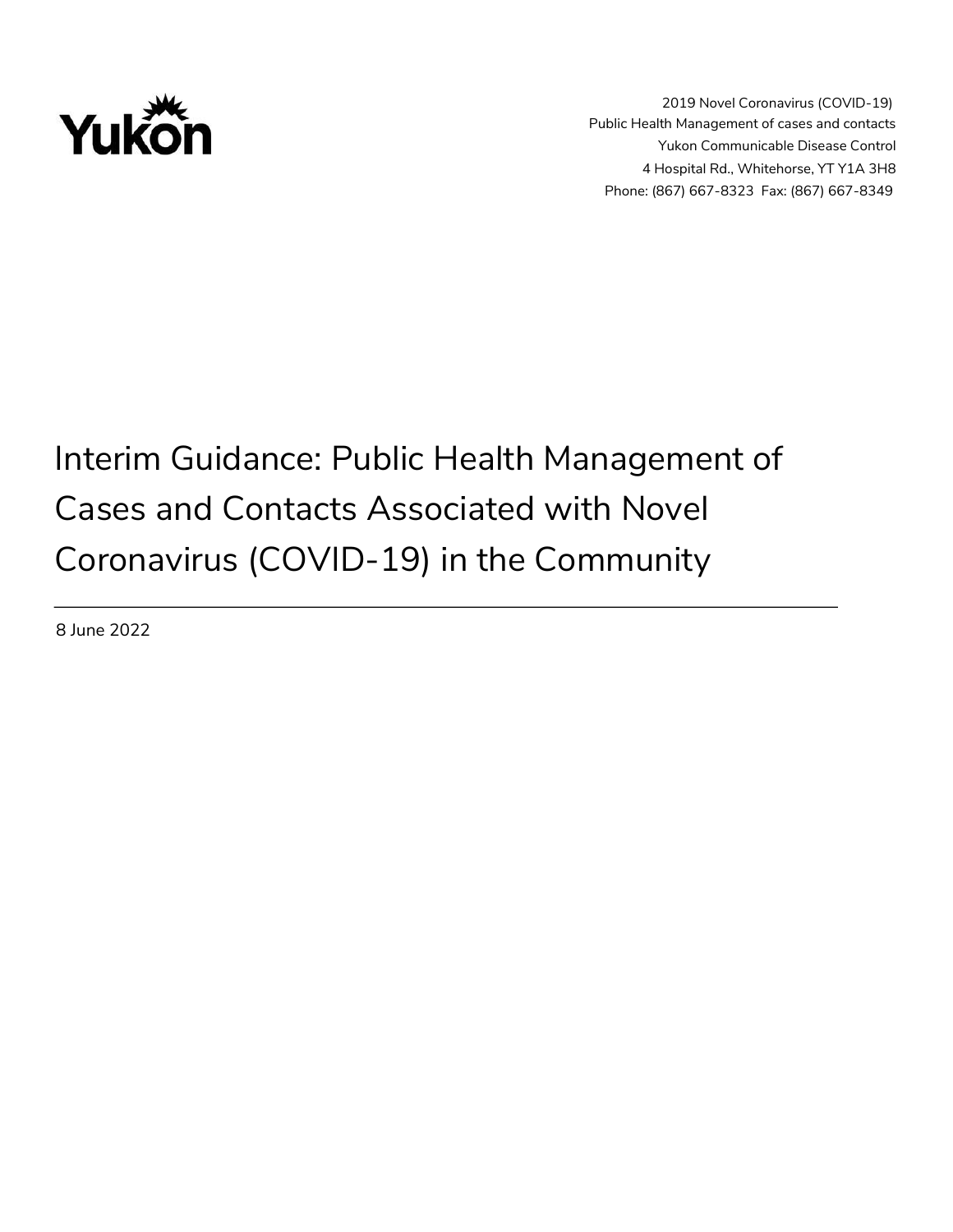Yukon

2019 Novel Coronavirus (COVID-19)
Public Health Management of cases and contacts
Yukon Communicable Disease Control
4 Hospital Rd., Whitehorse, YT Y1A 3H8
Phone: (867) 667-8323 Fax: (867) 667-8349

# Interim Guidance: Public Health Management of Cases and Contacts Associated with Novel Coronavirus (COVID-19) in the Community

8 June 2022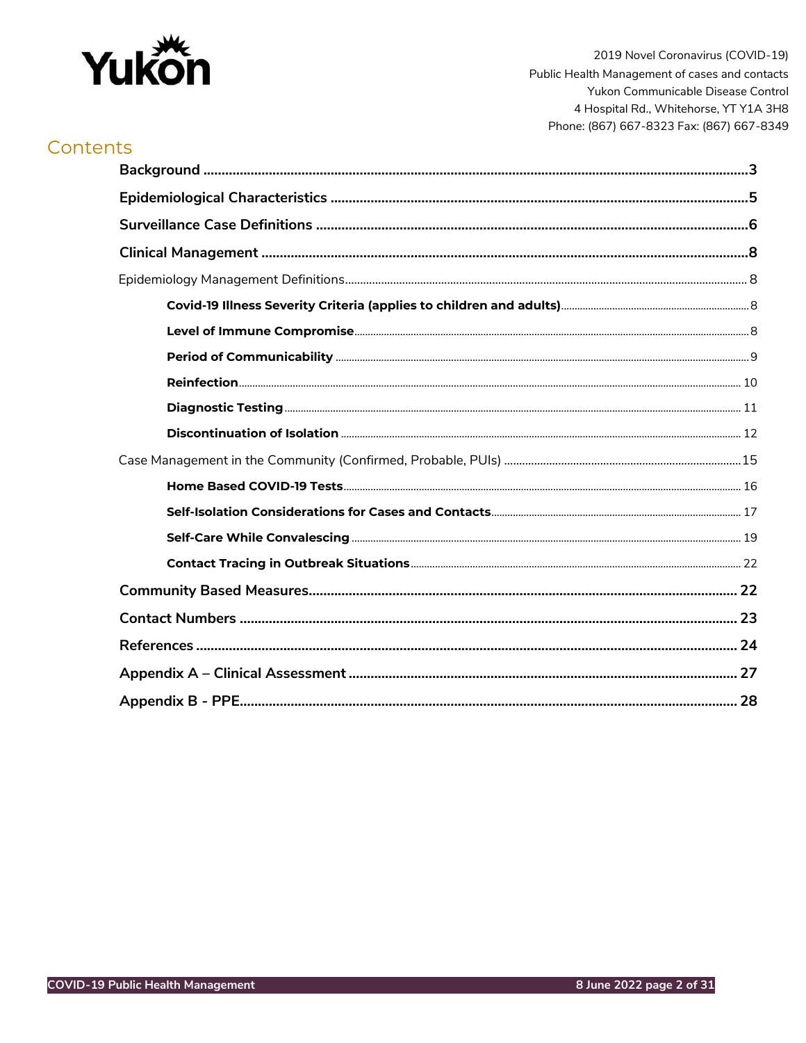## Contents

- **Background** 3
- **Epidemiological Characteristics** 5
- **Surveillance Case Definitions** 6
- **Clinical Management** 8
  - Epidemiology Management Definitions 8
    - **Covid-19 Illness Severity Criteria (applies to children and adults)** 8
    - **Level of Immune Compromise** 8
    - **Period of Communicability** 9
    - **Reinfection** 10
    - **Diagnostic Testing** 11
    - **Discontinuation of Isolation** 12
  - Case Management in the Community (Confirmed, Probable, PUIs) 15
    - **Home Based COVID-19 Tests** 16
    - **Self-Isolation Considerations for Cases and Contacts** 17
    - **Self-Care While Convalescing** 19
    - **Contact Tracing in Outbreak Situations** 22
- **Community Based Measures** 22
- **Contact Numbers** 23
- **References** 24
- **Appendix A – Clinical Assessment** 27
- **Appendix B - PPE** 28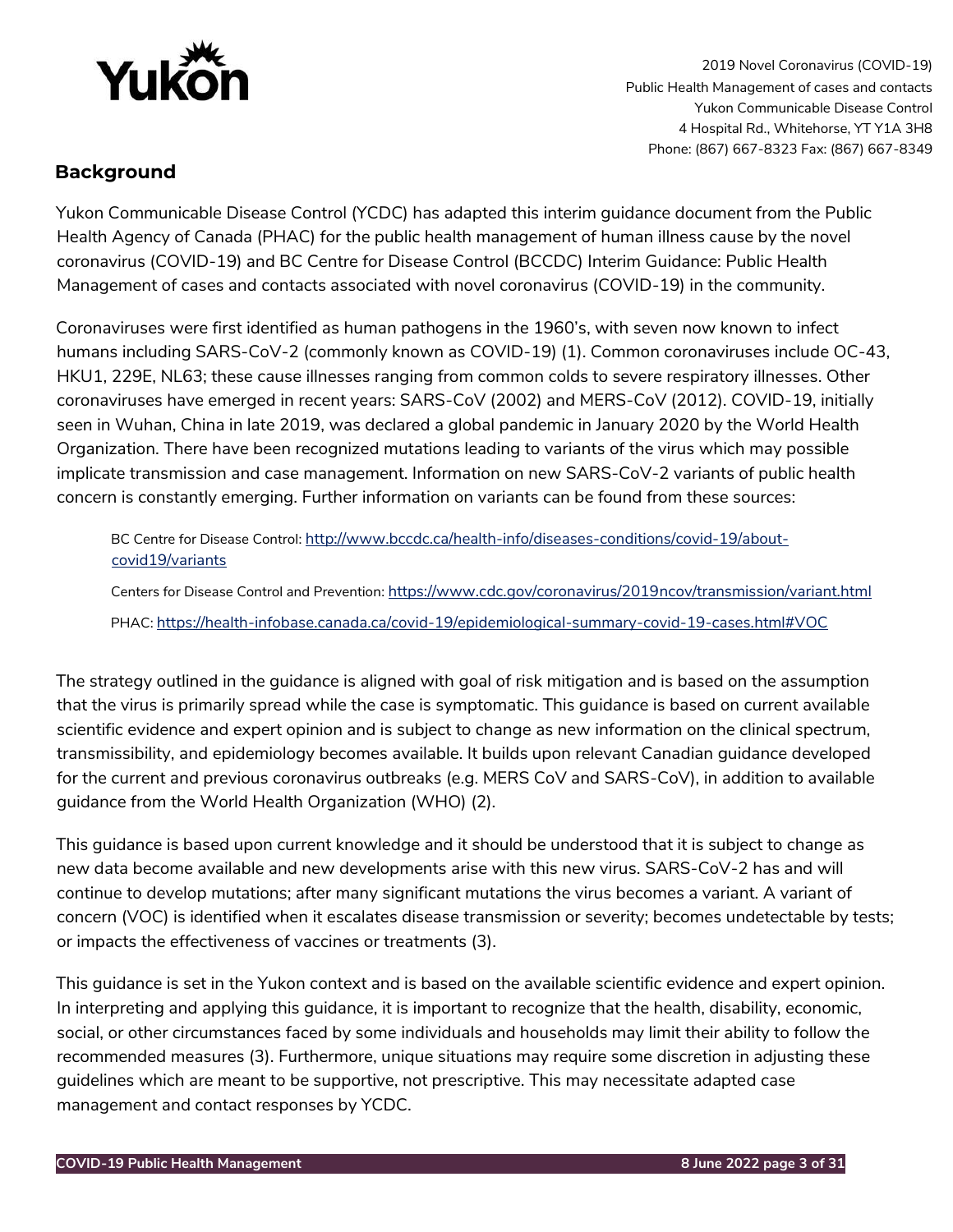## Background

Yukon Communicable Disease Control (YCDC) has adapted this interim guidance document from the Public Health Agency of Canada (PHAC) for the public health management of human illness cause by the novel coronavirus (COVID-19) and BC Centre for Disease Control (BCCDC) Interim Guidance: Public Health Management of cases and contacts associated with novel coronavirus (COVID-19) in the community.

Coronaviruses were first identified as human pathogens in the 1960's, with seven now known to infect humans including SARS-CoV-2 (commonly known as COVID-19) (1). Common coronaviruses include OC-43, HKU1, 229E, NL63; these cause illnesses ranging from common colds to severe respiratory illnesses. Other coronaviruses have emerged in recent years: SARS-CoV (2002) and MERS-CoV (2012). COVID-19, initially seen in Wuhan, China in late 2019, was declared a global pandemic in January 2020 by the World Health Organization. There have been recognized mutations leading to variants of the virus which may possible implicate transmission and case management. Information on new SARS-CoV-2 variants of public health concern is constantly emerging. Further information on variants can be found from these sources:

BC Centre for Disease Control: [http://www.bccdc.ca/health-info/diseases-conditions/covid-19/about-covid19/variants](http://www.bccdc.ca/health-info/diseases-conditions/covid-19/about-covid19/variants)

Centers for Disease Control and Prevention: [https://www.cdc.gov/coronavirus/2019ncov/transmission/variant.html](https://www.cdc.gov/coronavirus/2019ncov/transmission/variant.html)

PHAC: [https://health-infobase.canada.ca/covid-19/epidemiological-summary-covid-19-cases.html#VOC](https://health-infobase.canada.ca/covid-19/epidemiological-summary-covid-19-cases.html#VOC)

The strategy outlined in the guidance is aligned with goal of risk mitigation and is based on the assumption that the virus is primarily spread while the case is symptomatic. This guidance is based on current available scientific evidence and expert opinion and is subject to change as new information on the clinical spectrum, transmissibility, and epidemiology becomes available. It builds upon relevant Canadian guidance developed for the current and previous coronavirus outbreaks (e.g. MERS CoV and SARS-CoV), in addition to available guidance from the World Health Organization (WHO) (2).

This guidance is based upon current knowledge and it should be understood that it is subject to change as new data become available and new developments arise with this new virus. SARS-CoV-2 has and will continue to develop mutations; after many significant mutations the virus becomes a variant. A variant of concern (VOC) is identified when it escalates disease transmission or severity; becomes undetectable by tests; or impacts the effectiveness of vaccines or treatments (3).

This guidance is set in the Yukon context and is based on the available scientific evidence and expert opinion. In interpreting and applying this guidance, it is important to recognize that the health, disability, economic, social, or other circumstances faced by some individuals and households may limit their ability to follow the recommended measures (3). Furthermore, unique situations may require some discretion in adjusting these guidelines which are meant to be supportive, not prescriptive. This may necessitate adapted case management and contact responses by YCDC.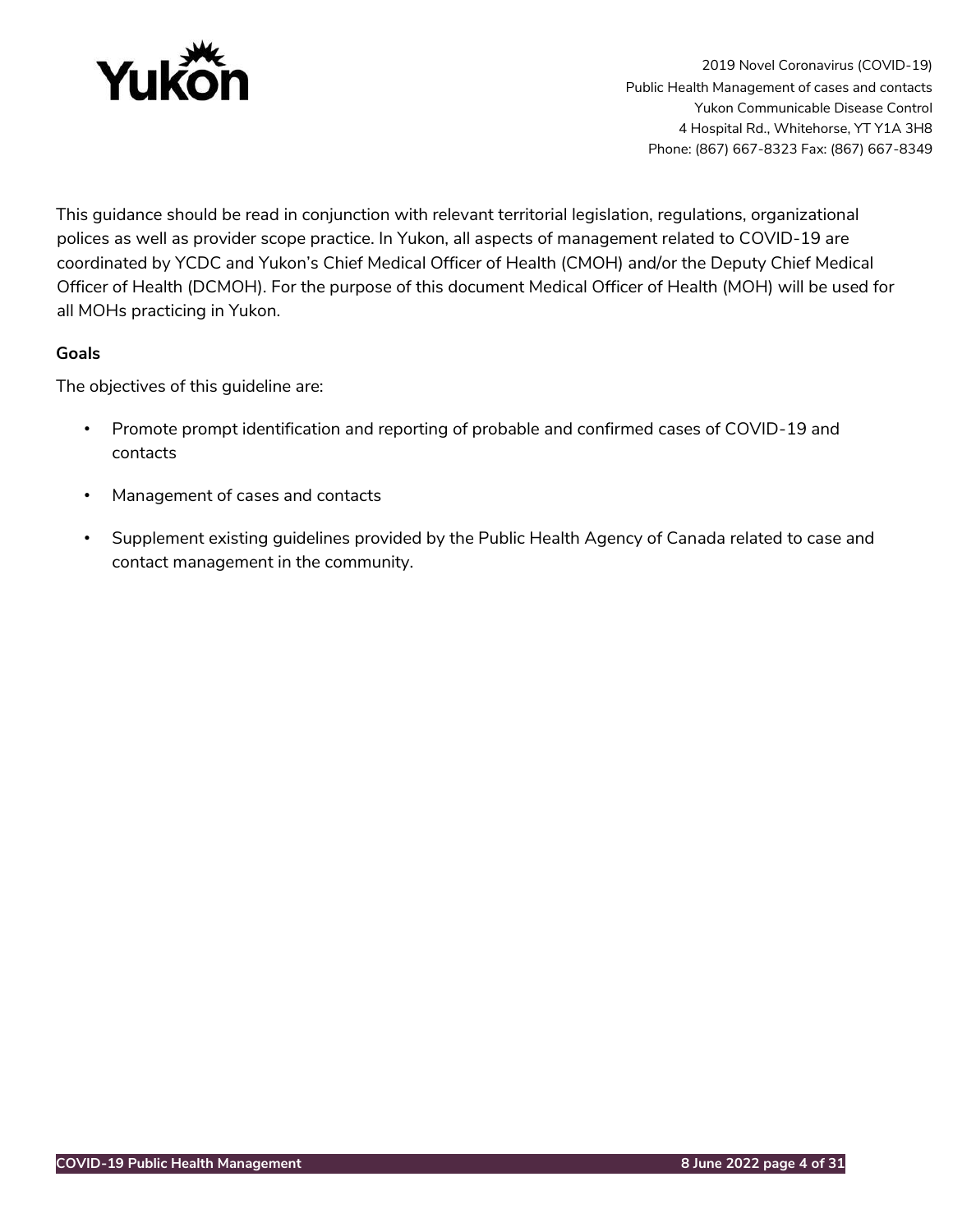This guidance should be read in conjunction with relevant territorial legislation, regulations, organizational polices as well as provider scope practice. In Yukon, all aspects of management related to COVID-19 are coordinated by YCDC and Yukon's Chief Medical Officer of Health (CMOH) and/or the Deputy Chief Medical Officer of Health (DCMOH). For the purpose of this document Medical Officer of Health (MOH) will be used for all MOHs practicing in Yukon.

**Goals**

The objectives of this guideline are:

- Promote prompt identification and reporting of probable and confirmed cases of COVID-19 and contacts
- Management of cases and contacts
- Supplement existing guidelines provided by the Public Health Agency of Canada related to case and contact management in the community.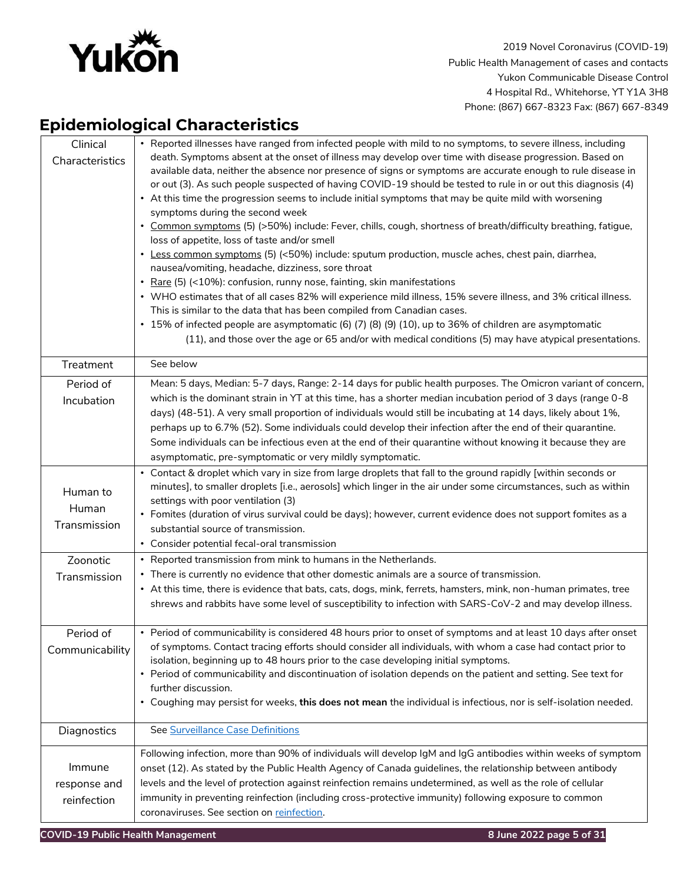## Epidemiological Characteristics

| | |
|---|---|
| Clinical Characteristics | • Reported illnesses have ranged from infected people with mild to no symptoms, to severe illness, including death. Symptoms absent at the onset of illness may develop over time with disease progression. Based on available data, neither the absence nor presence of signs or symptoms are accurate enough to rule disease in or out (3). As such people suspected of having COVID-19 should be tested to rule in or out this diagnosis (4)<br>• At this time the progression seems to include initial symptoms that may be quite mild with worsening symptoms during the second week<br>• Common symptoms (5) (>50%) include: Fever, chills, cough, shortness of breath/difficulty breathing, fatigue, loss of appetite, loss of taste and/or smell<br>• Less common symptoms (5) (<50%) include: sputum production, muscle aches, chest pain, diarrhea, nausea/vomiting, headache, dizziness, sore throat<br>• Rare (5) (<10%): confusion, runny nose, fainting, skin manifestations<br>• WHO estimates that of all cases 82% will experience mild illness, 15% severe illness, and 3% critical illness. This is similar to the data that has been compiled from Canadian cases.<br>• 15% of infected people are asymptomatic (6) (7) (8) (9) (10), up to 36% of children are asymptomatic (11), and those over the age or 65 and/or with medical conditions (5) may have atypical presentations. |
| Treatment | See below |
| Period of Incubation | Mean: 5 days, Median: 5-7 days, Range: 2-14 days for public health purposes. The Omicron variant of concern, which is the dominant strain in YT at this time, has a shorter median incubation period of 3 days (range 0-8 days) (48-51). A very small proportion of individuals would still be incubating at 14 days, likely about 1%, perhaps up to 6.7% (52). Some individuals could develop their infection after the end of their quarantine. Some individuals can be infectious even at the end of their quarantine without knowing it because they are asymptomatic, pre-symptomatic or very mildly symptomatic. |
| Human to Human Transmission | • Contact & droplet which vary in size from large droplets that fall to the ground rapidly [within seconds or minutes], to smaller droplets [i.e., aerosols] which linger in the air under some circumstances, such as within settings with poor ventilation (3)<br>• Fomites (duration of virus survival could be days); however, current evidence does not support fomites as a substantial source of transmission.<br>• Consider potential fecal-oral transmission |
| Zoonotic Transmission | • Reported transmission from mink to humans in the Netherlands.<br>• There is currently no evidence that other domestic animals are a source of transmission.<br>• At this time, there is evidence that bats, cats, dogs, mink, ferrets, hamsters, mink, non-human primates, tree shrews and rabbits have some level of susceptibility to infection with SARS-CoV-2 and may develop illness. |
| Period of Communicability | • Period of communicability is considered 48 hours prior to onset of symptoms and at least 10 days after onset of symptoms. Contact tracing efforts should consider all individuals, with whom a case had contact prior to isolation, beginning up to 48 hours prior to the case developing initial symptoms.<br>• Period of communicability and discontinuation of isolation depends on the patient and setting. See text for further discussion.<br>• Coughing may persist for weeks, **this does not mean** the individual is infectious, nor is self-isolation needed. |
| Diagnostics | See Surveillance Case Definitions |
| Immune response and reinfection | Following infection, more than 90% of individuals will develop IgM and IgG antibodies within weeks of symptom onset (12). As stated by the Public Health Agency of Canada guidelines, the relationship between antibody levels and the level of protection against reinfection remains undetermined, as well as the role of cellular immunity in preventing reinfection (including cross-protective immunity) following exposure to common coronaviruses. See section on reinfection. |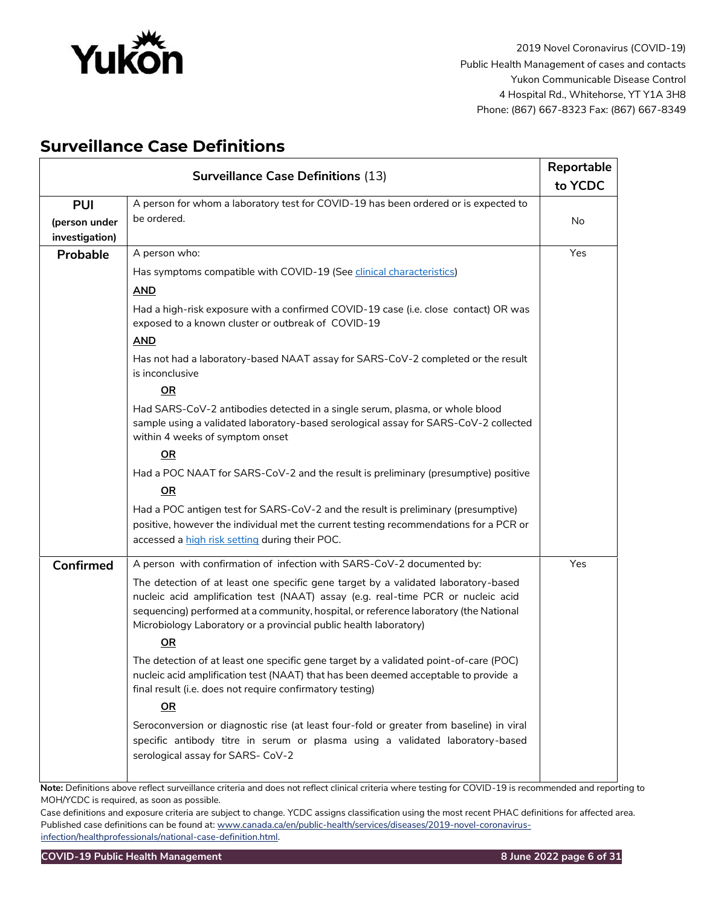## Surveillance Case Definitions

| Surveillance Case Definitions (13) | | Reportable to YCDC |
|---|---|---|
| **PUI (person under investigation)** | A person for whom a laboratory test for COVID-19 has been ordered or is expected to be ordered. | No |
| **Probable** | A person who:<br><br>Has symptoms compatible with COVID-19 (See clinical characteristics)<br><br>**AND**<br><br>Had a high-risk exposure with a confirmed COVID-19 case (i.e. close contact) OR was exposed to a known cluster or outbreak of COVID-19<br><br>**AND**<br><br>Has not had a laboratory-based NAAT assay for SARS-CoV-2 completed or the result is inconclusive<br><br>**OR**<br><br>Had SARS-CoV-2 antibodies detected in a single serum, plasma, or whole blood sample using a validated laboratory-based serological assay for SARS-CoV-2 collected within 4 weeks of symptom onset<br><br>**OR**<br><br>Had a POC NAAT for SARS-CoV-2 and the result is preliminary (presumptive) positive<br><br>**OR**<br><br>Had a POC antigen test for SARS-CoV-2 and the result is preliminary (presumptive) positive, however the individual met the current testing recommendations for a PCR or accessed a high risk setting during their POC. | Yes |
| **Confirmed** | A person with confirmation of infection with SARS-CoV-2 documented by:<br><br>The detection of at least one specific gene target by a validated laboratory-based nucleic acid amplification test (NAAT) assay (e.g. real-time PCR or nucleic acid sequencing) performed at a community, hospital, or reference laboratory (the National Microbiology Laboratory or a provincial public health laboratory)<br><br>**OR**<br><br>The detection of at least one specific gene target by a validated point-of-care (POC) nucleic acid amplification test (NAAT) that has been deemed acceptable to provide a final result (i.e. does not require confirmatory testing)<br><br>**OR**<br><br>Seroconversion or diagnostic rise (at least four-fold or greater from baseline) in viral specific antibody titre in serum or plasma using a validated laboratory-based serological assay for SARS- CoV-2 | Yes |

**Note:** Definitions above reflect surveillance criteria and does not reflect clinical criteria where testing for COVID-19 is recommended and reporting to MOH/YCDC is required, as soon as possible.

Case definitions and exposure criteria are subject to change. YCDC assigns classification using the most recent PHAC definitions for affected area. Published case definitions can be found at: www.canada.ca/en/public-health/services/diseases/2019-novel-coronavirus-infection/healthprofessionals/national-case-definition.html.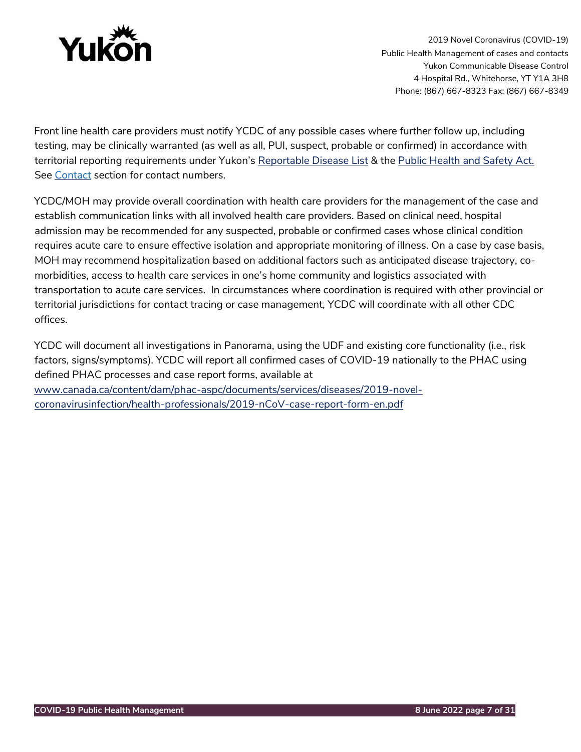Front line health care providers must notify YCDC of any possible cases where further follow up, including testing, may be clinically warranted (as well as all, PUI, suspect, probable or confirmed) in accordance with territorial reporting requirements under Yukon's [Reportable Disease List](#) & the [Public Health and Safety Act.](#) See [Contact](#) section for contact numbers.

YCDC/MOH may provide overall coordination with health care providers for the management of the case and establish communication links with all involved health care providers. Based on clinical need, hospital admission may be recommended for any suspected, probable or confirmed cases whose clinical condition requires acute care to ensure effective isolation and appropriate monitoring of illness. On a case by case basis, MOH may recommend hospitalization based on additional factors such as anticipated disease trajectory, co-morbidities, access to health care services in one's home community and logistics associated with transportation to acute care services. In circumstances where coordination is required with other provincial or territorial jurisdictions for contact tracing or case management, YCDC will coordinate with all other CDC offices.

YCDC will document all investigations in Panorama, using the UDF and existing core functionality (i.e., risk factors, signs/symptoms). YCDC will report all confirmed cases of COVID-19 nationally to the PHAC using defined PHAC processes and case report forms, available at [www.canada.ca/content/dam/phac-aspc/documents/services/diseases/2019-novel-coronavirusinfection/health-professionals/2019-nCoV-case-report-form-en.pdf](www.canada.ca/content/dam/phac-aspc/documents/services/diseases/2019-novel-coronavirusinfection/health-professionals/2019-nCoV-case-report-form-en.pdf)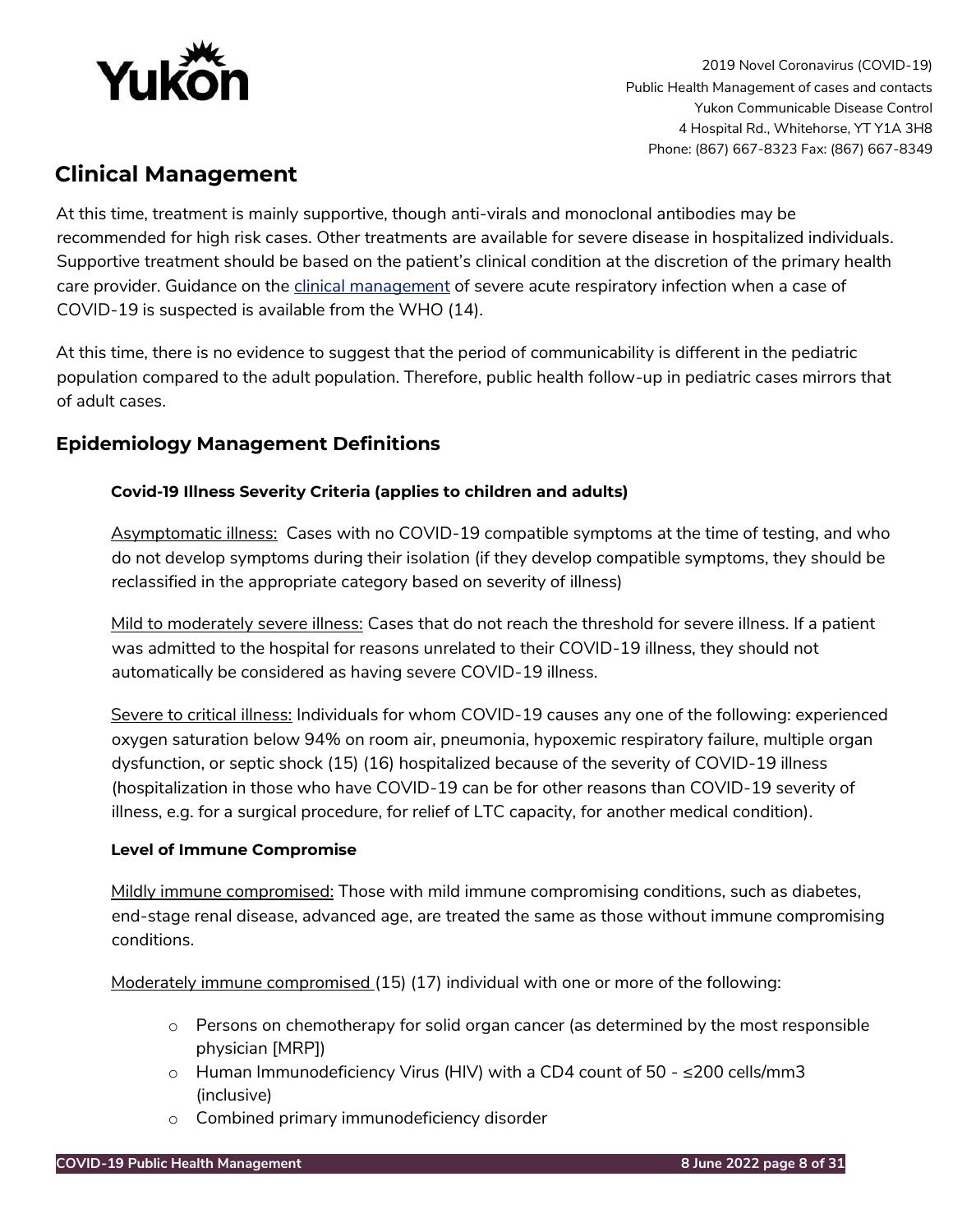## Clinical Management

At this time, treatment is mainly supportive, though anti-virals and monoclonal antibodies may be recommended for high risk cases. Other treatments are available for severe disease in hospitalized individuals. Supportive treatment should be based on the patient's clinical condition at the discretion of the primary health care provider. Guidance on the clinical management of severe acute respiratory infection when a case of COVID-19 is suspected is available from the WHO (14).

At this time, there is no evidence to suggest that the period of communicability is different in the pediatric population compared to the adult population. Therefore, public health follow-up in pediatric cases mirrors that of adult cases.

## Epidemiology Management Definitions

#### Covid-19 Illness Severity Criteria (applies to children and adults)

Asymptomatic illness: Cases with no COVID-19 compatible symptoms at the time of testing, and who do not develop symptoms during their isolation (if they develop compatible symptoms, they should be reclassified in the appropriate category based on severity of illness)

Mild to moderately severe illness: Cases that do not reach the threshold for severe illness. If a patient was admitted to the hospital for reasons unrelated to their COVID-19 illness, they should not automatically be considered as having severe COVID-19 illness.

Severe to critical illness: Individuals for whom COVID-19 causes any one of the following: experienced oxygen saturation below 94% on room air, pneumonia, hypoxemic respiratory failure, multiple organ dysfunction, or septic shock (15) (16) hospitalized because of the severity of COVID-19 illness (hospitalization in those who have COVID-19 can be for other reasons than COVID-19 severity of illness, e.g. for a surgical procedure, for relief of LTC capacity, for another medical condition).

#### Level of Immune Compromise

Mildly immune compromised: Those with mild immune compromising conditions, such as diabetes, end-stage renal disease, advanced age, are treated the same as those without immune compromising conditions.

Moderately immune compromised (15) (17) individual with one or more of the following:

- Persons on chemotherapy for solid organ cancer (as determined by the most responsible physician [MRP])
- Human Immunodeficiency Virus (HIV) with a CD4 count of 50 - ≤200 cells/mm3 (inclusive)
- Combined primary immunodeficiency disorder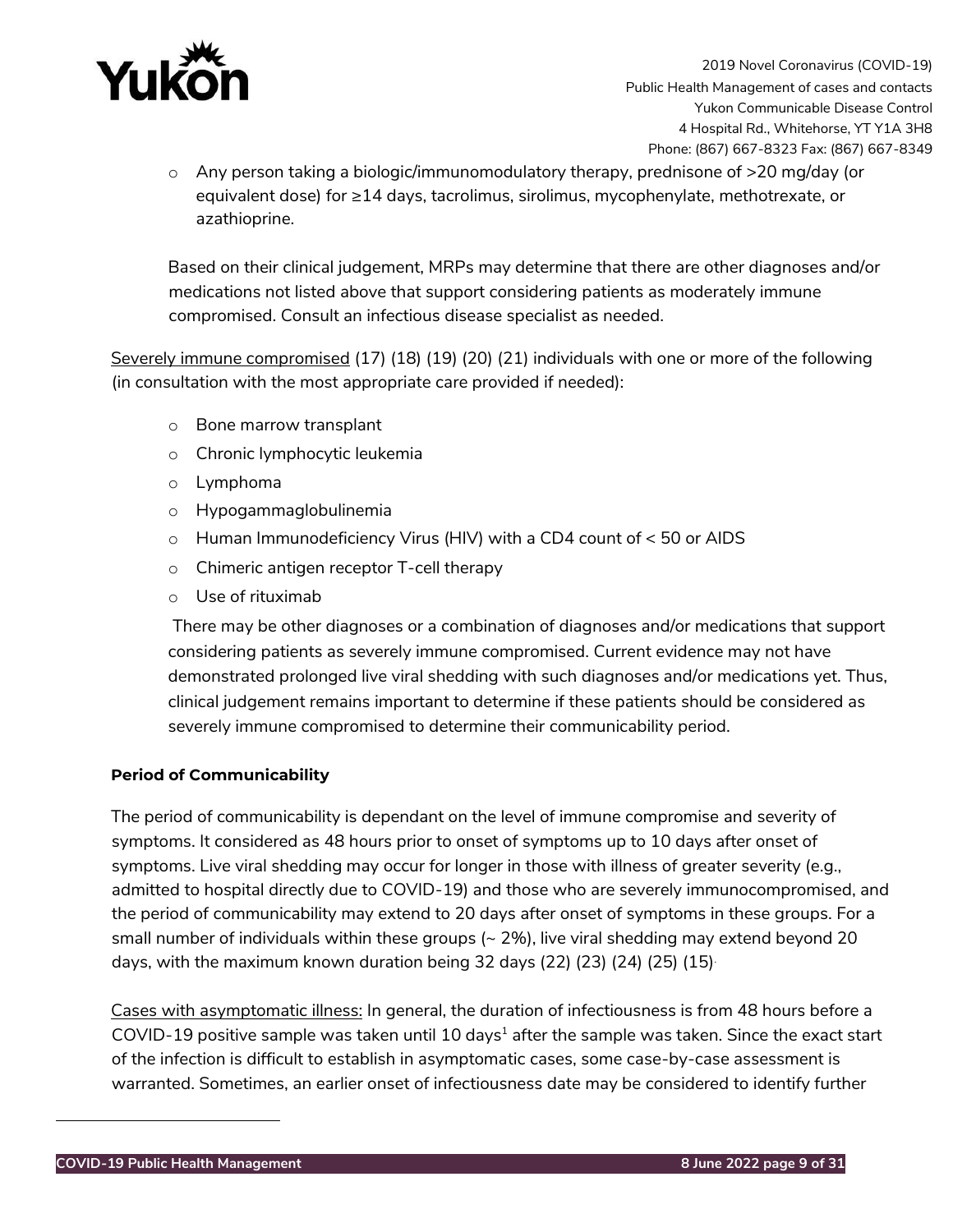- Any person taking a biologic/immunomodulatory therapy, prednisone of >20 mg/day (or equivalent dose) for ≥14 days, tacrolimus, sirolimus, mycophenylate, methotrexate, or azathioprine.

  Based on their clinical judgement, MRPs may determine that there are other diagnoses and/or medications not listed above that support considering patients as moderately immune compromised. Consult an infectious disease specialist as needed.

<u>Severely immune compromised</u> (17) (18) (19) (20) (21) individuals with one or more of the following (in consultation with the most appropriate care provided if needed):

- Bone marrow transplant
- Chronic lymphocytic leukemia
- Lymphoma
- Hypogammaglobulinemia
- Human Immunodeficiency Virus (HIV) with a CD4 count of < 50 or AIDS
- Chimeric antigen receptor T-cell therapy
- Use of rituximab

  There may be other diagnoses or a combination of diagnoses and/or medications that support considering patients as severely immune compromised. Current evidence may not have demonstrated prolonged live viral shedding with such diagnoses and/or medications yet. Thus, clinical judgement remains important to determine if these patients should be considered as severely immune compromised to determine their communicability period.

**Period of Communicability**

The period of communicability is dependant on the level of immune compromise and severity of symptoms. It considered as 48 hours prior to onset of symptoms up to 10 days after onset of symptoms. Live viral shedding may occur for longer in those with illness of greater severity (e.g., admitted to hospital directly due to COVID-19) and those who are severely immunocompromised, and the period of communicability may extend to 20 days after onset of symptoms in these groups. For a small number of individuals within these groups (~ 2%), live viral shedding may extend beyond 20 days, with the maximum known duration being 32 days (22) (23) (24) (25) (15).

<u>Cases with asymptomatic illness:</u> In general, the duration of infectiousness is from 48 hours before a COVID-19 positive sample was taken until 10 days[1] after the sample was taken. Since the exact start of the infection is difficult to establish in asymptomatic cases, some case-by-case assessment is warranted. Sometimes, an earlier onset of infectiousness date may be considered to identify further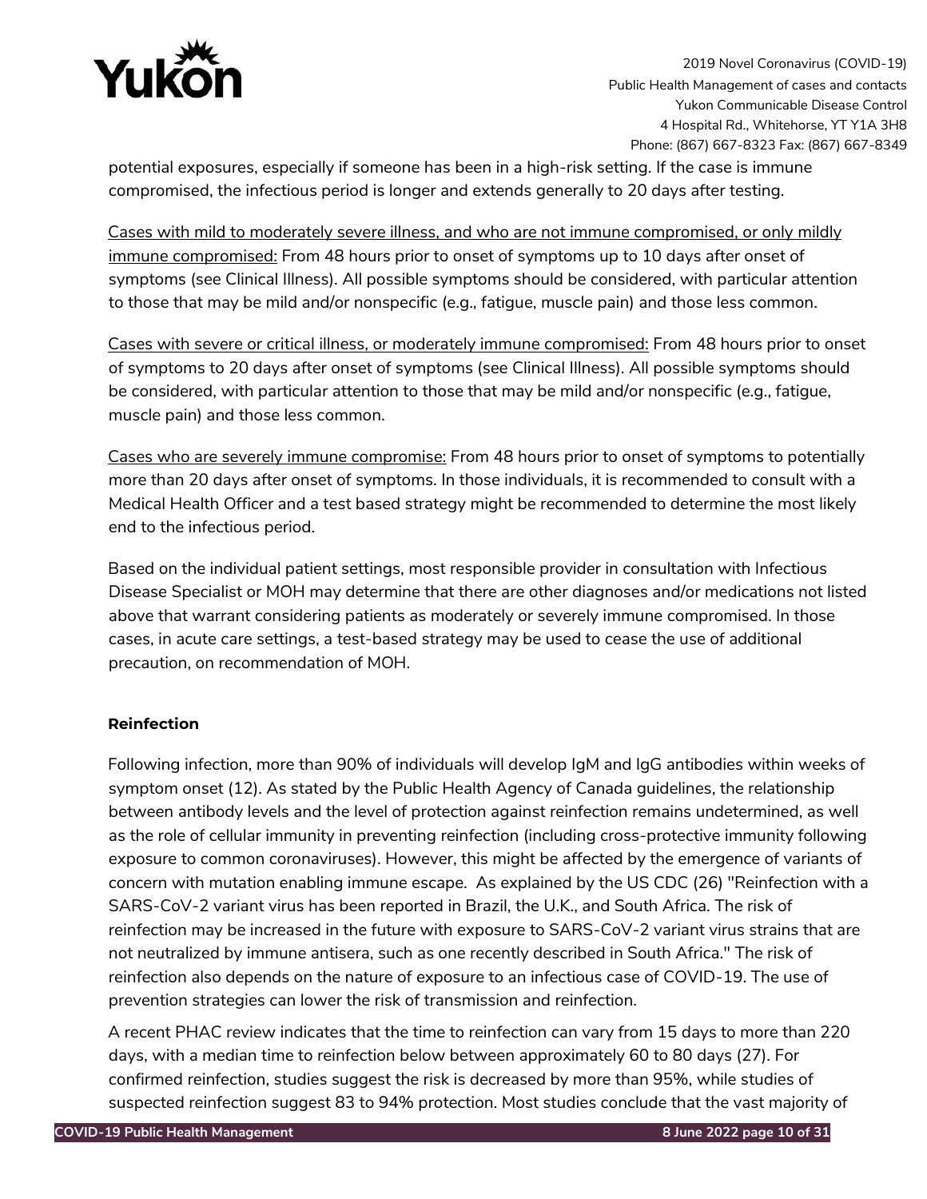potential exposures, especially if someone has been in a high-risk setting. If the case is immune compromised, the infectious period is longer and extends generally to 20 days after testing.

Cases with mild to moderately severe illness, and who are not immune compromised, or only mildly immune compromised: From 48 hours prior to onset of symptoms up to 10 days after onset of symptoms (see Clinical Illness). All possible symptoms should be considered, with particular attention to those that may be mild and/or nonspecific (e.g., fatigue, muscle pain) and those less common.

Cases with severe or critical illness, or moderately immune compromised: From 48 hours prior to onset of symptoms to 20 days after onset of symptoms (see Clinical Illness). All possible symptoms should be considered, with particular attention to those that may be mild and/or nonspecific (e.g., fatigue, muscle pain) and those less common.

Cases who are severely immune compromise: From 48 hours prior to onset of symptoms to potentially more than 20 days after onset of symptoms. In those individuals, it is recommended to consult with a Medical Health Officer and a test based strategy might be recommended to determine the most likely end to the infectious period.

Based on the individual patient settings, most responsible provider in consultation with Infectious Disease Specialist or MOH may determine that there are other diagnoses and/or medications not listed above that warrant considering patients as moderately or severely immune compromised. In those cases, in acute care settings, a test-based strategy may be used to cease the use of additional precaution, on recommendation of MOH.

**Reinfection**

Following infection, more than 90% of individuals will develop IgM and IgG antibodies within weeks of symptom onset (12). As stated by the Public Health Agency of Canada guidelines, the relationship between antibody levels and the level of protection against reinfection remains undetermined, as well as the role of cellular immunity in preventing reinfection (including cross-protective immunity following exposure to common coronaviruses). However, this might be affected by the emergence of variants of concern with mutation enabling immune escape. As explained by the US CDC (26) "Reinfection with a SARS-CoV-2 variant virus has been reported in Brazil, the U.K., and South Africa. The risk of reinfection may be increased in the future with exposure to SARS-CoV-2 variant virus strains that are not neutralized by immune antisera, such as one recently described in South Africa." The risk of reinfection also depends on the nature of exposure to an infectious case of COVID-19. The use of prevention strategies can lower the risk of transmission and reinfection.

A recent PHAC review indicates that the time to reinfection can vary from 15 days to more than 220 days, with a median time to reinfection below between approximately 60 to 80 days (27). For confirmed reinfection, studies suggest the risk is decreased by more than 95%, while studies of suspected reinfection suggest 83 to 94% protection. Most studies conclude that the vast majority of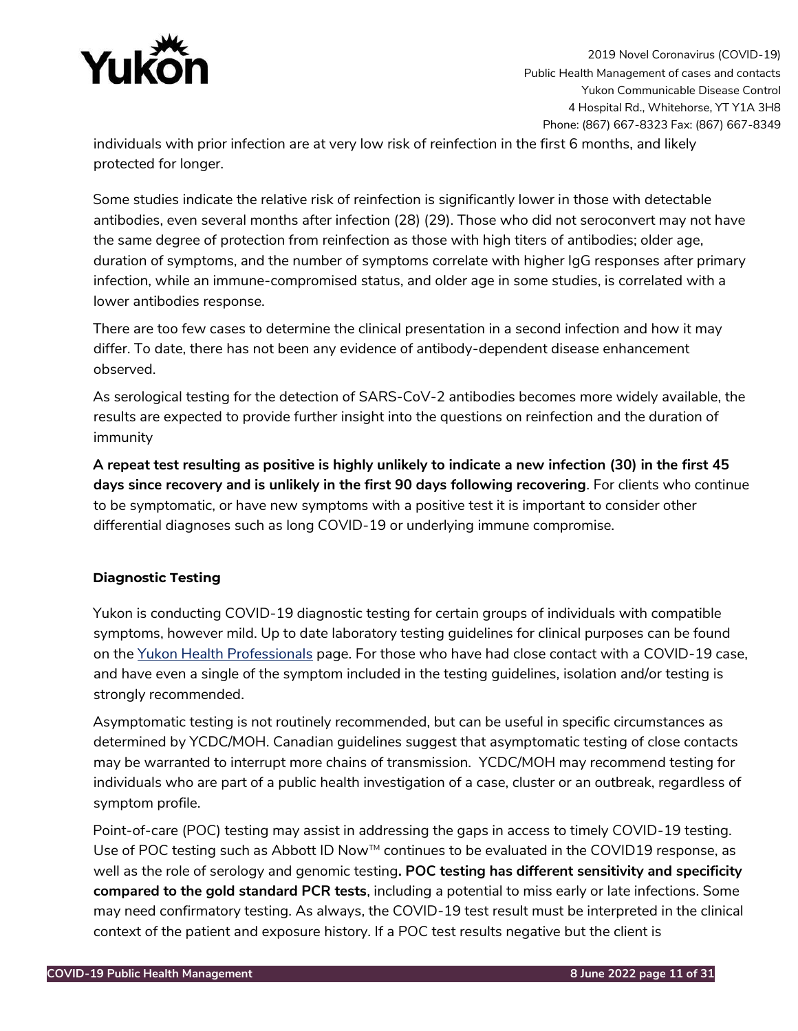individuals with prior infection are at very low risk of reinfection in the first 6 months, and likely protected for longer.

Some studies indicate the relative risk of reinfection is significantly lower in those with detectable antibodies, even several months after infection (28) (29). Those who did not seroconvert may not have the same degree of protection from reinfection as those with high titers of antibodies; older age, duration of symptoms, and the number of symptoms correlate with higher IgG responses after primary infection, while an immune-compromised status, and older age in some studies, is correlated with a lower antibodies response.

There are too few cases to determine the clinical presentation in a second infection and how it may differ. To date, there has not been any evidence of antibody-dependent disease enhancement observed.

As serological testing for the detection of SARS-CoV-2 antibodies becomes more widely available, the results are expected to provide further insight into the questions on reinfection and the duration of immunity

**A repeat test resulting as positive is highly unlikely to indicate a new infection (30) in the first 45 days since recovery and is unlikely in the first 90 days following recovering**. For clients who continue to be symptomatic, or have new symptoms with a positive test it is important to consider other differential diagnoses such as long COVID-19 or underlying immune compromise.

### Diagnostic Testing

Yukon is conducting COVID-19 diagnostic testing for certain groups of individuals with compatible symptoms, however mild. Up to date laboratory testing guidelines for clinical purposes can be found on the Yukon Health Professionals page. For those who have had close contact with a COVID-19 case, and have even a single of the symptom included in the testing guidelines, isolation and/or testing is strongly recommended.

Asymptomatic testing is not routinely recommended, but can be useful in specific circumstances as determined by YCDC/MOH. Canadian guidelines suggest that asymptomatic testing of close contacts may be warranted to interrupt more chains of transmission. YCDC/MOH may recommend testing for individuals who are part of a public health investigation of a case, cluster or an outbreak, regardless of symptom profile.

Point-of-care (POC) testing may assist in addressing the gaps in access to timely COVID-19 testing. Use of POC testing such as Abbott ID Now™ continues to be evaluated in the COVID19 response, as well as the role of serology and genomic testing**. POC testing has different sensitivity and specificity compared to the gold standard PCR tests**, including a potential to miss early or late infections. Some may need confirmatory testing. As always, the COVID-19 test result must be interpreted in the clinical context of the patient and exposure history. If a POC test results negative but the client is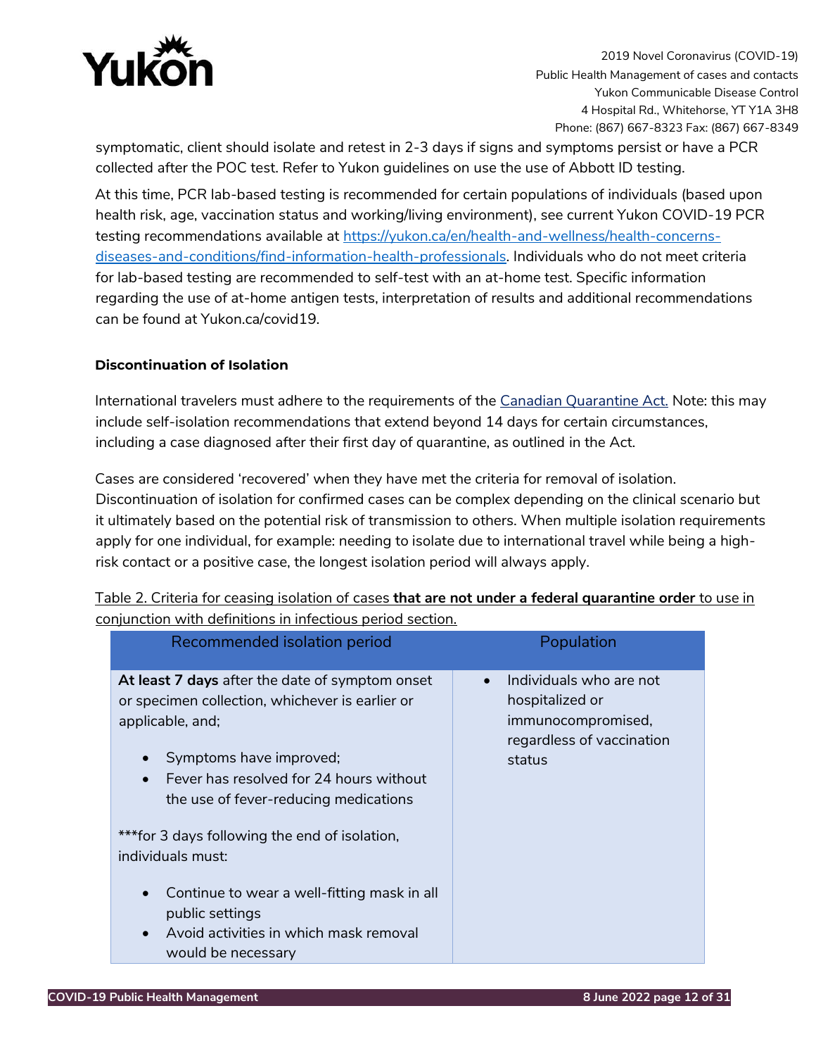symptomatic, client should isolate and retest in 2-3 days if signs and symptoms persist or have a PCR collected after the POC test. Refer to Yukon guidelines on use the use of Abbott ID testing.

At this time, PCR lab-based testing is recommended for certain populations of individuals (based upon health risk, age, vaccination status and working/living environment), see current Yukon COVID-19 PCR testing recommendations available at [https://yukon.ca/en/health-and-wellness/health-concerns-diseases-and-conditions/find-information-health-professionals](https://yukon.ca/en/health-and-wellness/health-concerns-diseases-and-conditions/find-information-health-professionals). Individuals who do not meet criteria for lab-based testing are recommended to self-test with an at-home test. Specific information regarding the use of at-home antigen tests, interpretation of results and additional recommendations can be found at Yukon.ca/covid19.

### Discontinuation of Isolation

International travelers must adhere to the requirements of the Canadian Quarantine Act. Note: this may include self-isolation recommendations that extend beyond 14 days for certain circumstances, including a case diagnosed after their first day of quarantine, as outlined in the Act.

Cases are considered 'recovered' when they have met the criteria for removal of isolation. Discontinuation of isolation for confirmed cases can be complex depending on the clinical scenario but it ultimately based on the potential risk of transmission to others. When multiple isolation requirements apply for one individual, for example: needing to isolate due to international travel while being a high-risk contact or a positive case, the longest isolation period will always apply.

Table 2. Criteria for ceasing isolation of cases **that are not under a federal quarantine order** to use in conjunction with definitions in infectious period section.

| Recommended isolation period | Population |
|---|---|
| **At least 7 days** after the date of symptom onset or specimen collection, whichever is earlier or applicable, and;<br>• Symptoms have improved;<br>• Fever has resolved for 24 hours without the use of fever-reducing medications<br><br>***for 3 days following the end of isolation, individuals must:<br>• Continue to wear a well-fitting mask in all public settings<br>• Avoid activities in which mask removal would be necessary | • Individuals who are not hospitalized or immunocompromised, regardless of vaccination status |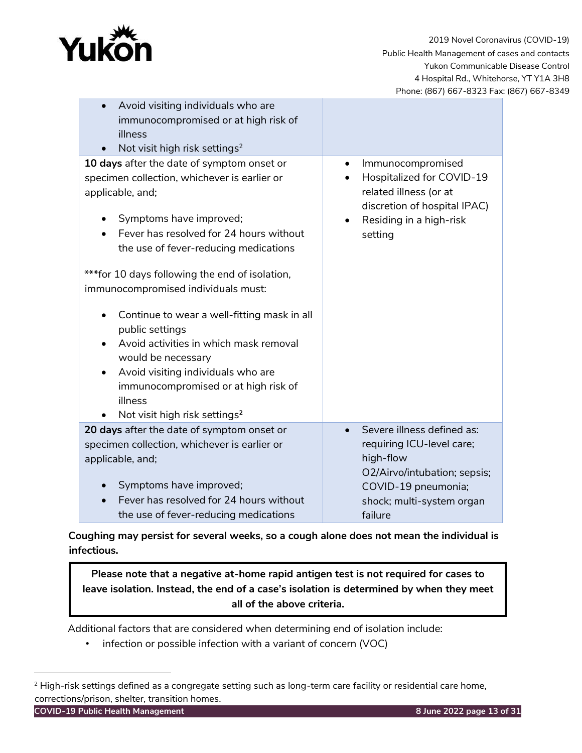| | |
|---|---|
| • Avoid visiting individuals who are immunocompromised or at high risk of illness<br>• Not visit high risk settings[2] | |
| **10 days** after the date of symptom onset or specimen collection, whichever is earlier or applicable, and;<br><br>• Symptoms have improved;<br>• Fever has resolved for 24 hours without the use of fever-reducing medications<br><br>***for 10 days following the end of isolation, immunocompromised individuals must:<br><br>• Continue to wear a well-fitting mask in all public settings<br>• Avoid activities in which mask removal would be necessary<br>• Avoid visiting individuals who are immunocompromised or at high risk of illness<br>• Not visit high risk settings[2] | • Immunocompromised<br>• Hospitalized for COVID-19 related illness (or at discretion of hospital IPAC)<br>• Residing in a high-risk setting |
| **20 days** after the date of symptom onset or specimen collection, whichever is earlier or applicable, and;<br><br>• Symptoms have improved;<br>• Fever has resolved for 24 hours without the use of fever-reducing medications | • Severe illness defined as: requiring ICU-level care; high-flow O2/Airvo/intubation; sepsis; COVID-19 pneumonia; shock; multi-system organ failure |

**Coughing may persist for several weeks, so a cough alone does not mean the individual is infectious.**

**Please note that a negative at-home rapid antigen test is not required for cases to leave isolation. Instead, the end of a case's isolation is determined by when they meet all of the above criteria.**

Additional factors that are considered when determining end of isolation include:

- infection or possible infection with a variant of concern (VOC)

[2] High-risk settings defined as a congregate setting such as long-term care facility or residential care home, corrections/prison, shelter, transition homes.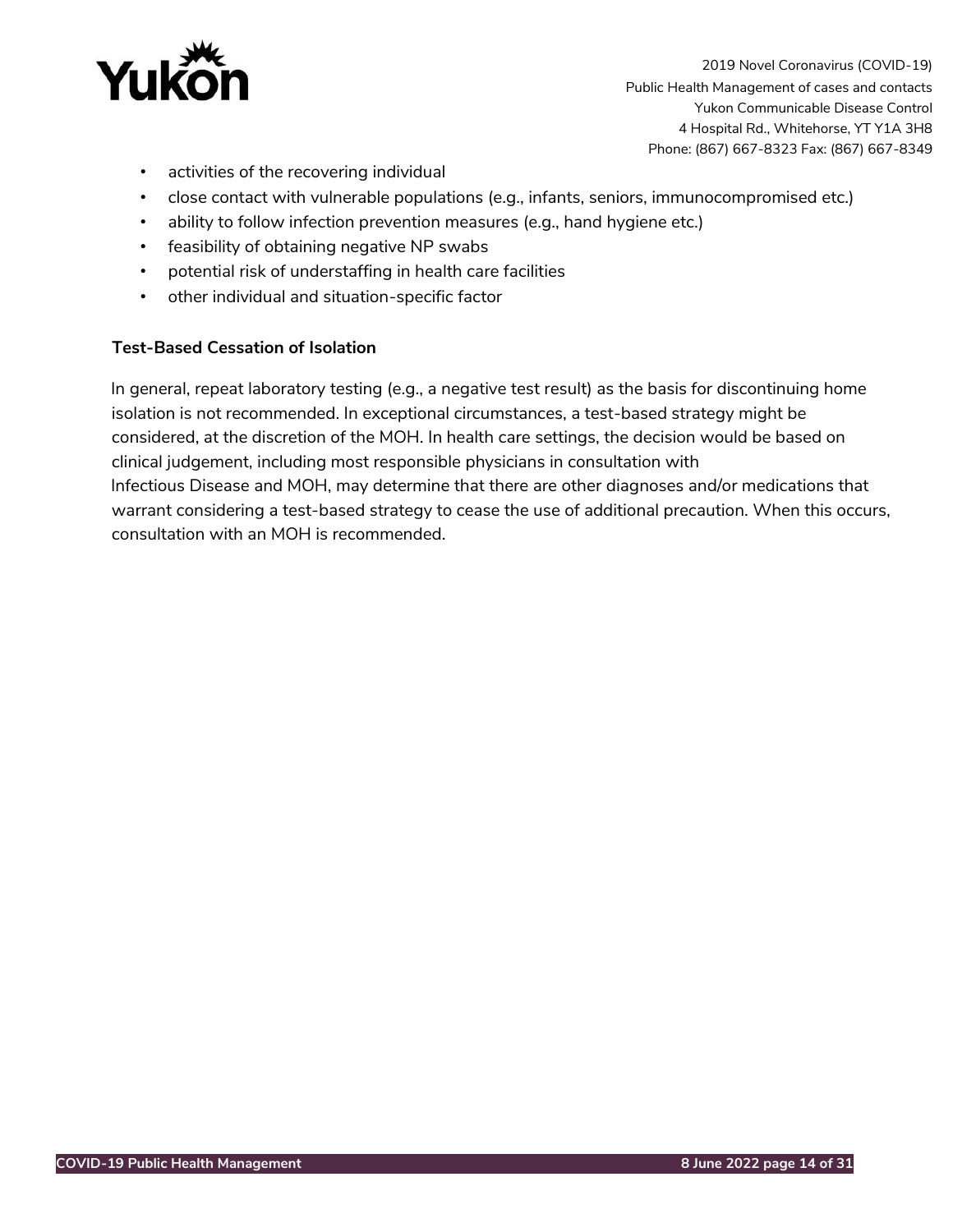- activities of the recovering individual
- close contact with vulnerable populations (e.g., infants, seniors, immunocompromised etc.)
- ability to follow infection prevention measures (e.g., hand hygiene etc.)
- feasibility of obtaining negative NP swabs
- potential risk of understaffing in health care facilities
- other individual and situation-specific factor

**Test-Based Cessation of Isolation**

In general, repeat laboratory testing (e.g., a negative test result) as the basis for discontinuing home isolation is not recommended. In exceptional circumstances, a test-based strategy might be considered, at the discretion of the MOH. In health care settings, the decision would be based on clinical judgement, including most responsible physicians in consultation with Infectious Disease and MOH, may determine that there are other diagnoses and/or medications that warrant considering a test-based strategy to cease the use of additional precaution. When this occurs, consultation with an MOH is recommended.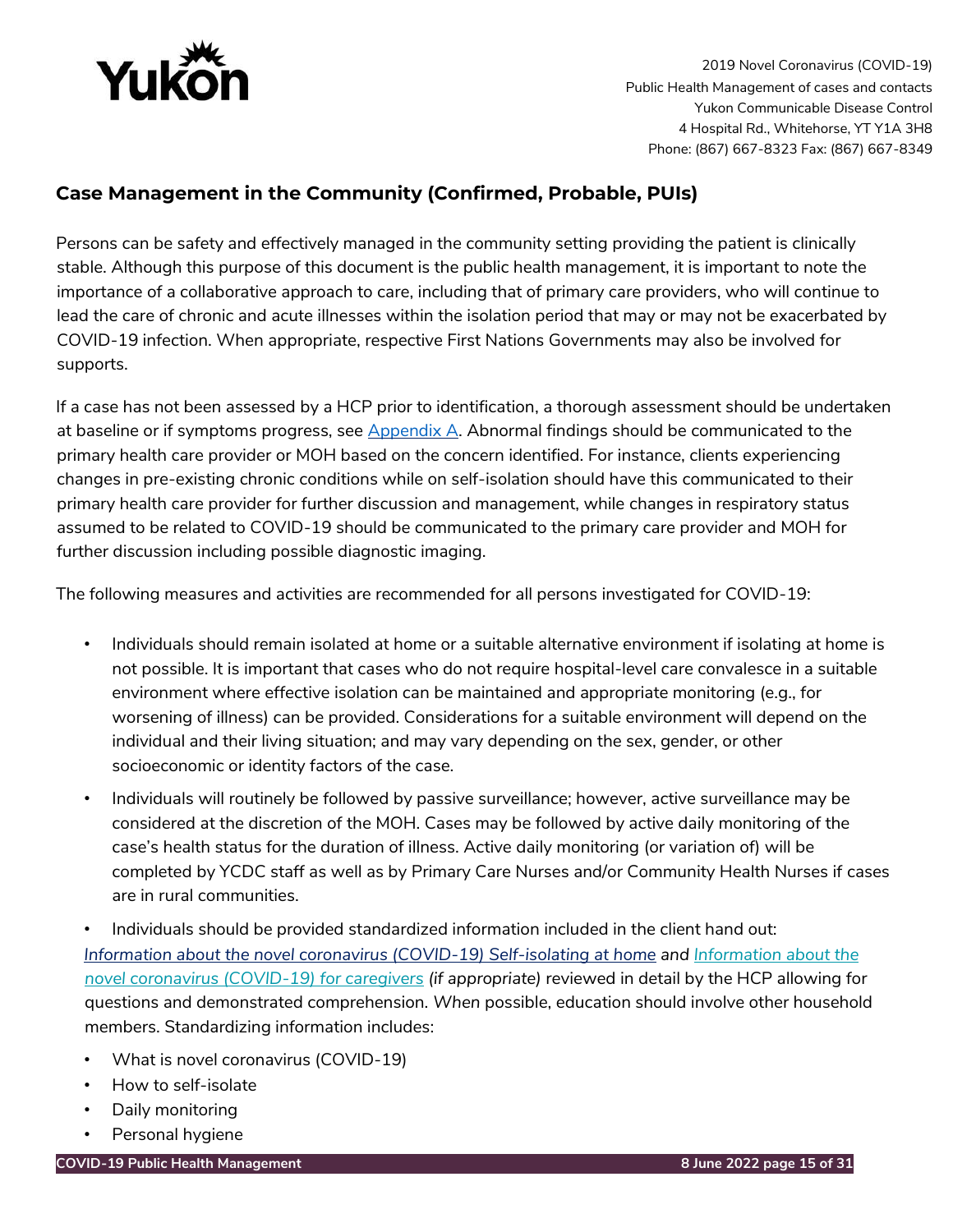## Case Management in the Community (Confirmed, Probable, PUIs)

Persons can be safety and effectively managed in the community setting providing the patient is clinically stable. Although this purpose of this document is the public health management, it is important to note the importance of a collaborative approach to care, including that of primary care providers, who will continue to lead the care of chronic and acute illnesses within the isolation period that may or may not be exacerbated by COVID-19 infection. When appropriate, respective First Nations Governments may also be involved for supports.

If a case has not been assessed by a HCP prior to identification, a thorough assessment should be undertaken at baseline or if symptoms progress, see Appendix A. Abnormal findings should be communicated to the primary health care provider or MOH based on the concern identified. For instance, clients experiencing changes in pre-existing chronic conditions while on self-isolation should have this communicated to their primary health care provider for further discussion and management, while changes in respiratory status assumed to be related to COVID-19 should be communicated to the primary care provider and MOH for further discussion including possible diagnostic imaging.

The following measures and activities are recommended for all persons investigated for COVID-19:

- Individuals should remain isolated at home or a suitable alternative environment if isolating at home is not possible. It is important that cases who do not require hospital-level care convalesce in a suitable environment where effective isolation can be maintained and appropriate monitoring (e.g., for worsening of illness) can be provided. Considerations for a suitable environment will depend on the individual and their living situation; and may vary depending on the sex, gender, or other socioeconomic or identity factors of the case.
- Individuals will routinely be followed by passive surveillance; however, active surveillance may be considered at the discretion of the MOH. Cases may be followed by active daily monitoring of the case's health status for the duration of illness. Active daily monitoring (or variation of) will be completed by YCDC staff as well as by Primary Care Nurses and/or Community Health Nurses if cases are in rural communities.
- Individuals should be provided standardized information included in the client hand out: *Information about the novel coronavirus (COVID-19) Self-isolating at home* *and* *Information about the novel coronavirus (COVID-19) for caregivers* *(if appropriate)* reviewed in detail by the HCP allowing for questions and demonstrated comprehension. When possible, education should involve other household members. Standardizing information includes:
- What is novel coronavirus (COVID-19)
- How to self-isolate
- Daily monitoring
- Personal hygiene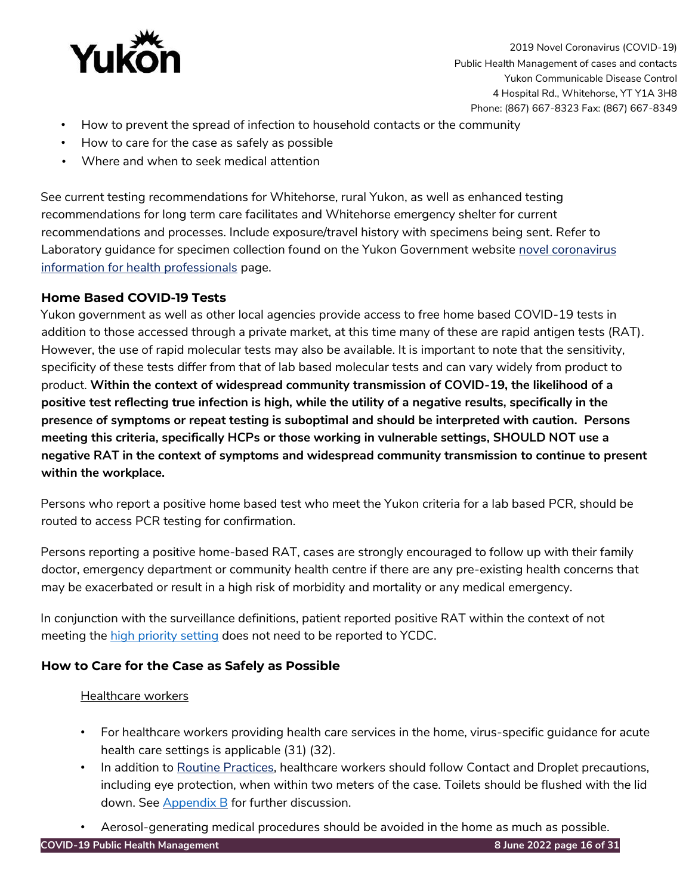- How to prevent the spread of infection to household contacts or the community
- How to care for the case as safely as possible
- Where and when to seek medical attention

See current testing recommendations for Whitehorse, rural Yukon, as well as enhanced testing recommendations for long term care facilitates and Whitehorse emergency shelter for current recommendations and processes. Include exposure/travel history with specimens being sent. Refer to Laboratory guidance for specimen collection found on the Yukon Government website novel coronavirus information for health professionals page.

### Home Based COVID-19 Tests

Yukon government as well as other local agencies provide access to free home based COVID-19 tests in addition to those accessed through a private market, at this time many of these are rapid antigen tests (RAT). However, the use of rapid molecular tests may also be available. It is important to note that the sensitivity, specificity of these tests differ from that of lab based molecular tests and can vary widely from product to product. **Within the context of widespread community transmission of COVID-19, the likelihood of a positive test reflecting true infection is high, while the utility of a negative results, specifically in the presence of symptoms or repeat testing is suboptimal and should be interpreted with caution. Persons meeting this criteria, specifically HCPs or those working in vulnerable settings, SHOULD NOT use a negative RAT in the context of symptoms and widespread community transmission to continue to present within the workplace.**

Persons who report a positive home based test who meet the Yukon criteria for a lab based PCR, should be routed to access PCR testing for confirmation.

Persons reporting a positive home-based RAT, cases are strongly encouraged to follow up with their family doctor, emergency department or community health centre if there are any pre-existing health concerns that may be exacerbated or result in a high risk of morbidity and mortality or any medical emergency.

In conjunction with the surveillance definitions, patient reported positive RAT within the context of not meeting the high priority setting does not need to be reported to YCDC.

### How to Care for the Case as Safely as Possible

Healthcare workers

- For healthcare workers providing health care services in the home, virus-specific guidance for acute health care settings is applicable (31) (32).
- In addition to Routine Practices, healthcare workers should follow Contact and Droplet precautions, including eye protection, when within two meters of the case. Toilets should be flushed with the lid down. See Appendix B for further discussion.
- Aerosol-generating medical procedures should be avoided in the home as much as possible.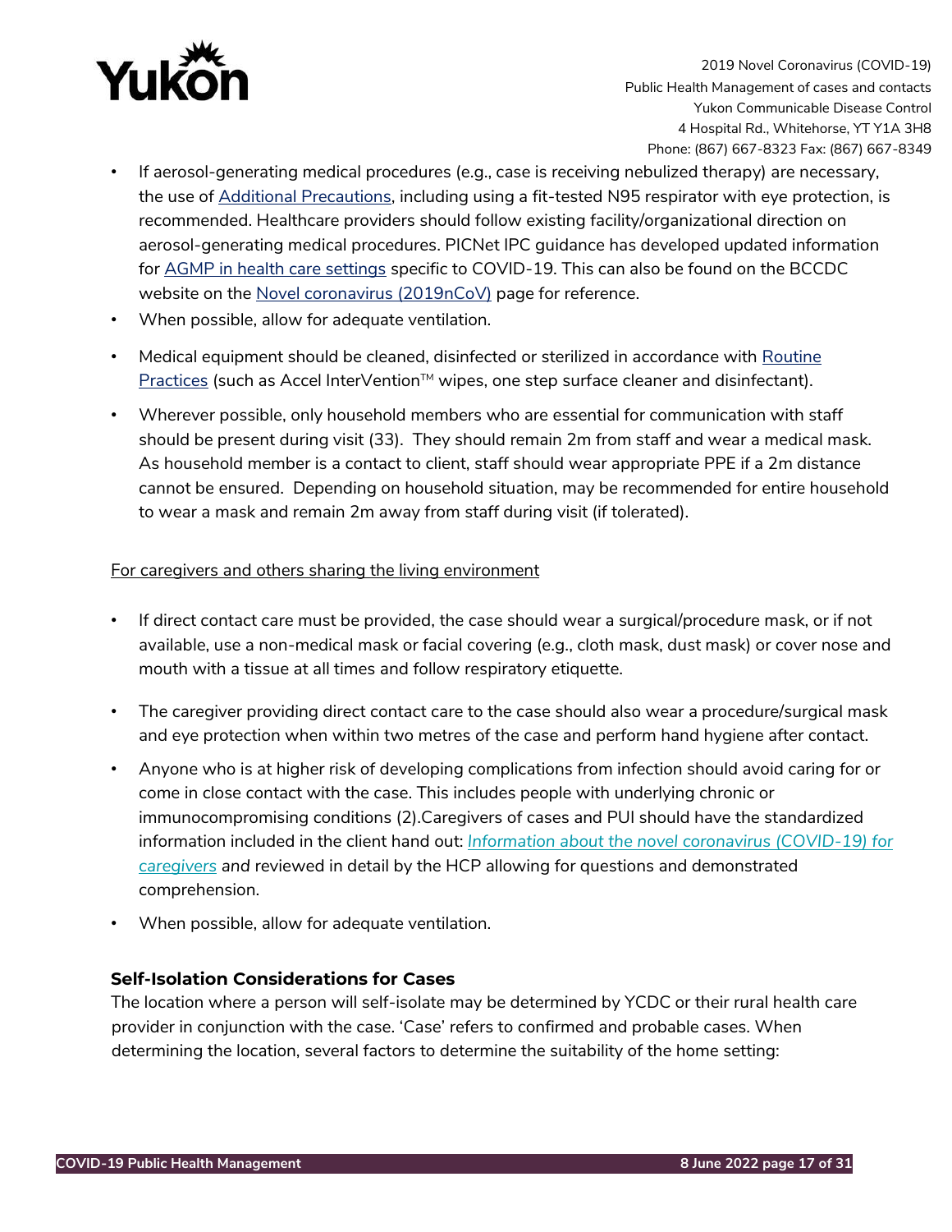- If aerosol-generating medical procedures (e.g., case is receiving nebulized therapy) are necessary, the use of Additional Precautions, including using a fit-tested N95 respirator with eye protection, is recommended. Healthcare providers should follow existing facility/organizational direction on aerosol-generating medical procedures. PICNet IPC guidance has developed updated information for AGMP in health care settings specific to COVID-19. This can also be found on the BCCDC website on the Novel coronavirus (2019nCoV) page for reference.
- When possible, allow for adequate ventilation.
- Medical equipment should be cleaned, disinfected or sterilized in accordance with Routine Practices (such as Accel InterVention™ wipes, one step surface cleaner and disinfectant).
- Wherever possible, only household members who are essential for communication with staff should be present during visit (33). They should remain 2m from staff and wear a medical mask. As household member is a contact to client, staff should wear appropriate PPE if a 2m distance cannot be ensured. Depending on household situation, may be recommended for entire household to wear a mask and remain 2m away from staff during visit (if tolerated).

For caregivers and others sharing the living environment

- If direct contact care must be provided, the case should wear a surgical/procedure mask, or if not available, use a non-medical mask or facial covering (e.g., cloth mask, dust mask) or cover nose and mouth with a tissue at all times and follow respiratory etiquette.
- The caregiver providing direct contact care to the case should also wear a procedure/surgical mask and eye protection when within two metres of the case and perform hand hygiene after contact.
- Anyone who is at higher risk of developing complications from infection should avoid caring for or come in close contact with the case. This includes people with underlying chronic or immunocompromising conditions (2).Caregivers of cases and PUI should have the standardized information included in the client hand out: *Information about the novel coronavirus (COVID-19) for caregivers and* reviewed in detail by the HCP allowing for questions and demonstrated comprehension.
- When possible, allow for adequate ventilation.

### Self-Isolation Considerations for Cases

The location where a person will self-isolate may be determined by YCDC or their rural health care provider in conjunction with the case. 'Case' refers to confirmed and probable cases. When determining the location, several factors to determine the suitability of the home setting: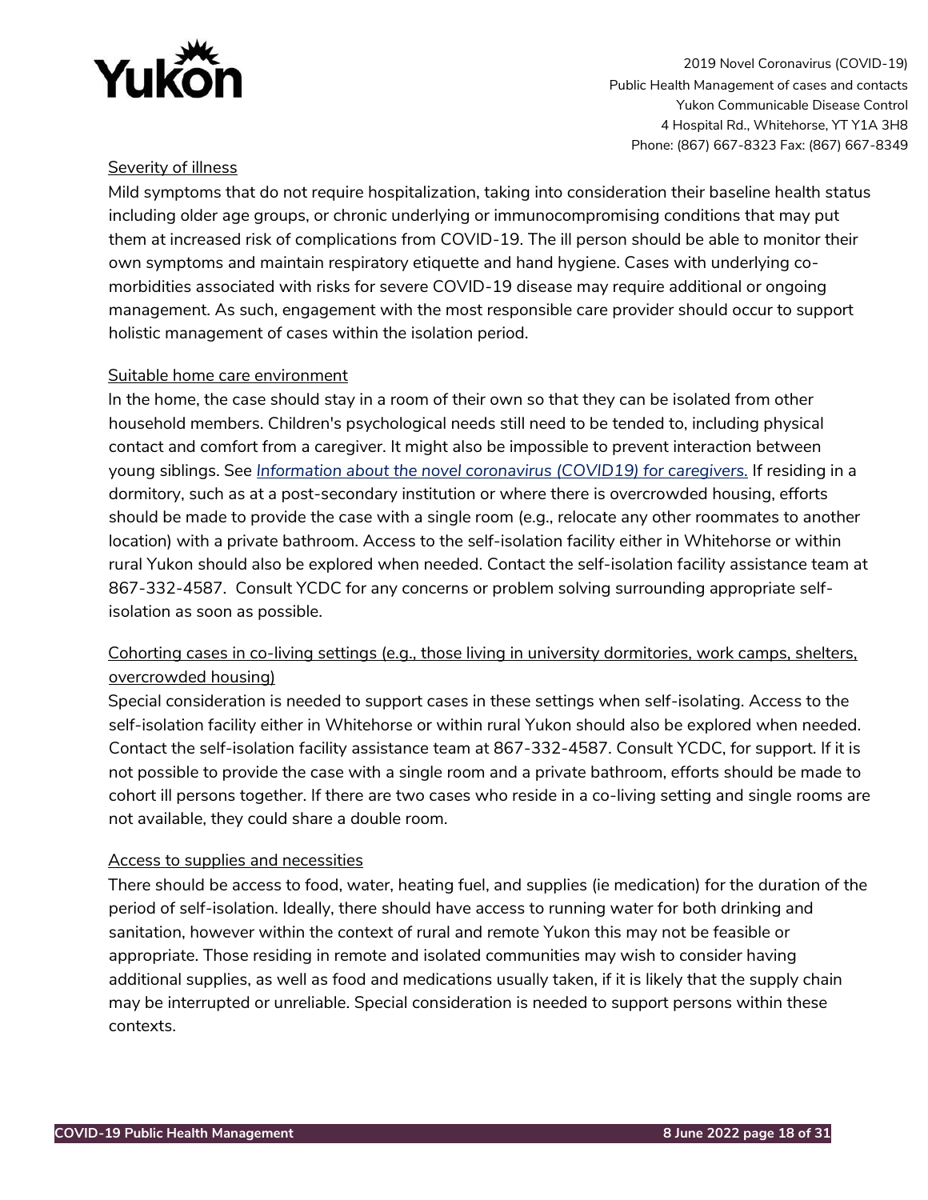<u>Severity of illness</u>

Mild symptoms that do not require hospitalization, taking into consideration their baseline health status including older age groups, or chronic underlying or immunocompromising conditions that may put them at increased risk of complications from COVID-19. The ill person should be able to monitor their own symptoms and maintain respiratory etiquette and hand hygiene. Cases with underlying co-morbidities associated with risks for severe COVID-19 disease may require additional or ongoing management. As such, engagement with the most responsible care provider should occur to support holistic management of cases within the isolation period.

<u>Suitable home care environment</u>

In the home, the case should stay in a room of their own so that they can be isolated from other household members. Children's psychological needs still need to be tended to, including physical contact and comfort from a caregiver. It might also be impossible to prevent interaction between young siblings. See *Information about the novel coronavirus (COVID19) for caregivers.* If residing in a dormitory, such as at a post-secondary institution or where there is overcrowded housing, efforts should be made to provide the case with a single room (e.g., relocate any other roommates to another location) with a private bathroom. Access to the self-isolation facility either in Whitehorse or within rural Yukon should also be explored when needed. Contact the self-isolation facility assistance team at 867-332-4587. Consult YCDC for any concerns or problem solving surrounding appropriate self-isolation as soon as possible.

<u>Cohorting cases in co-living settings (e.g., those living in university dormitories, work camps, shelters, overcrowded housing)</u>

Special consideration is needed to support cases in these settings when self-isolating. Access to the self-isolation facility either in Whitehorse or within rural Yukon should also be explored when needed. Contact the self-isolation facility assistance team at 867-332-4587. Consult YCDC, for support. If it is not possible to provide the case with a single room and a private bathroom, efforts should be made to cohort ill persons together. If there are two cases who reside in a co-living setting and single rooms are not available, they could share a double room.

<u>Access to supplies and necessities</u>

There should be access to food, water, heating fuel, and supplies (ie medication) for the duration of the period of self-isolation. Ideally, there should have access to running water for both drinking and sanitation, however within the context of rural and remote Yukon this may not be feasible or appropriate. Those residing in remote and isolated communities may wish to consider having additional supplies, as well as food and medications usually taken, if it is likely that the supply chain may be interrupted or unreliable. Special consideration is needed to support persons within these contexts.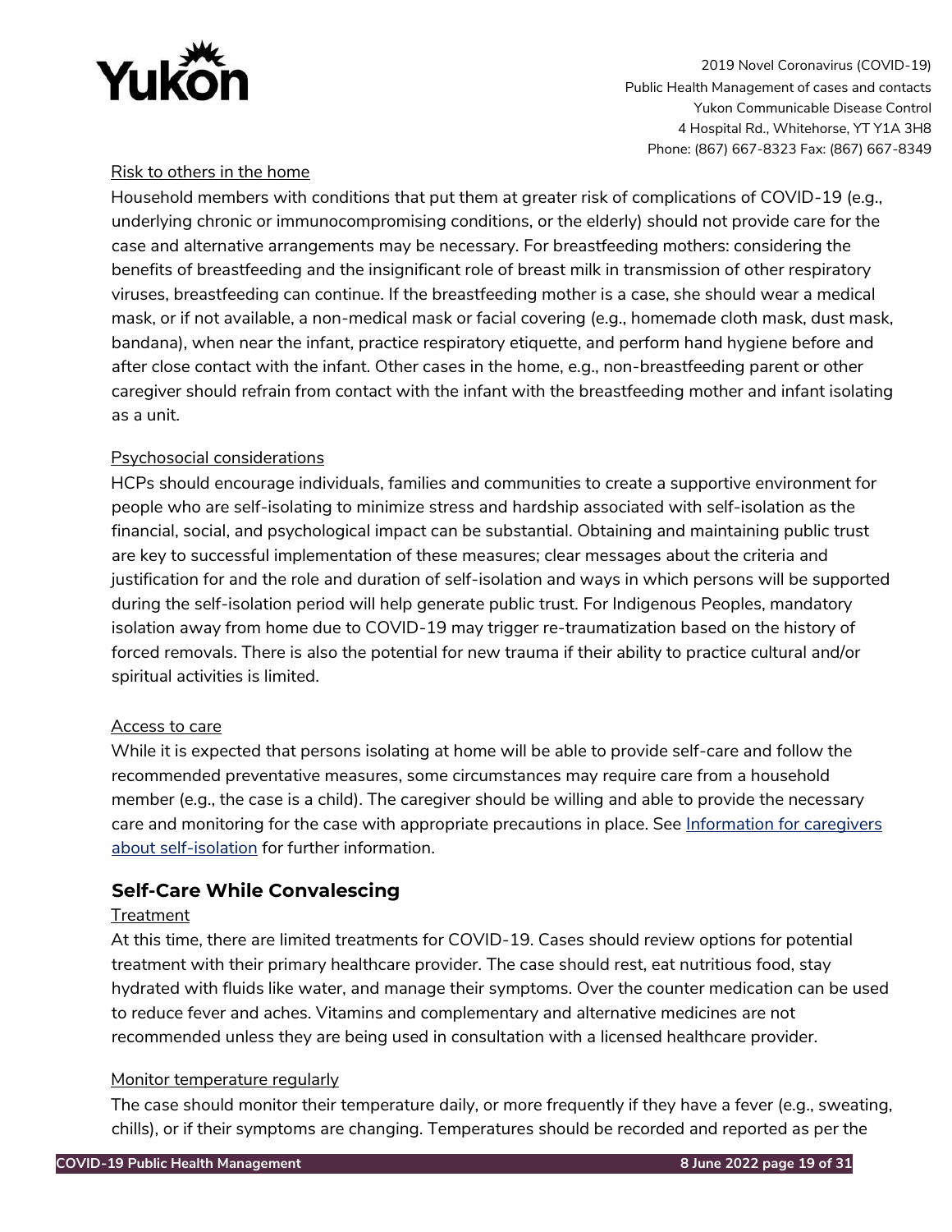Risk to others in the home

Household members with conditions that put them at greater risk of complications of COVID-19 (e.g., underlying chronic or immunocompromising conditions, or the elderly) should not provide care for the case and alternative arrangements may be necessary. For breastfeeding mothers: considering the benefits of breastfeeding and the insignificant role of breast milk in transmission of other respiratory viruses, breastfeeding can continue. If the breastfeeding mother is a case, she should wear a medical mask, or if not available, a non-medical mask or facial covering (e.g., homemade cloth mask, dust mask, bandana), when near the infant, practice respiratory etiquette, and perform hand hygiene before and after close contact with the infant. Other cases in the home, e.g., non-breastfeeding parent or other caregiver should refrain from contact with the infant with the breastfeeding mother and infant isolating as a unit.

Psychosocial considerations

HCPs should encourage individuals, families and communities to create a supportive environment for people who are self-isolating to minimize stress and hardship associated with self-isolation as the financial, social, and psychological impact can be substantial. Obtaining and maintaining public trust are key to successful implementation of these measures; clear messages about the criteria and justification for and the role and duration of self-isolation and ways in which persons will be supported during the self-isolation period will help generate public trust. For Indigenous Peoples, mandatory isolation away from home due to COVID-19 may trigger re-traumatization based on the history of forced removals. There is also the potential for new trauma if their ability to practice cultural and/or spiritual activities is limited.

Access to care

While it is expected that persons isolating at home will be able to provide self-care and follow the recommended preventative measures, some circumstances may require care from a household member (e.g., the case is a child). The caregiver should be willing and able to provide the necessary care and monitoring for the case with appropriate precautions in place. See Information for caregivers about self-isolation for further information.

## Self-Care While Convalescing

Treatment

At this time, there are limited treatments for COVID-19. Cases should review options for potential treatment with their primary healthcare provider. The case should rest, eat nutritious food, stay hydrated with fluids like water, and manage their symptoms. Over the counter medication can be used to reduce fever and aches. Vitamins and complementary and alternative medicines are not recommended unless they are being used in consultation with a licensed healthcare provider.

Monitor temperature regularly

The case should monitor their temperature daily, or more frequently if they have a fever (e.g., sweating, chills), or if their symptoms are changing. Temperatures should be recorded and reported as per the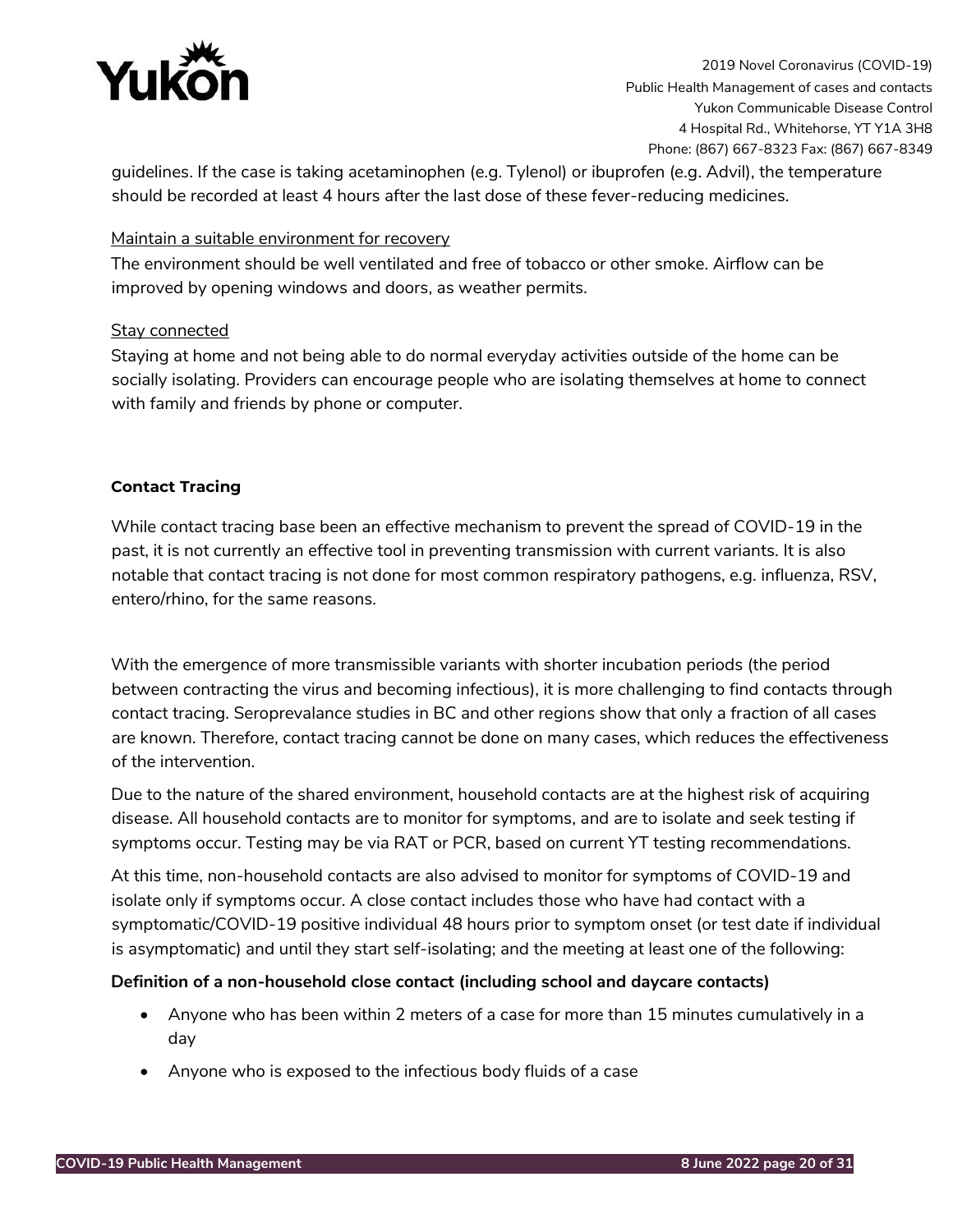guidelines. If the case is taking acetaminophen (e.g. Tylenol) or ibuprofen (e.g. Advil), the temperature should be recorded at least 4 hours after the last dose of these fever-reducing medicines.

Maintain a suitable environment for recovery

The environment should be well ventilated and free of tobacco or other smoke. Airflow can be improved by opening windows and doors, as weather permits.

Stay connected

Staying at home and not being able to do normal everyday activities outside of the home can be socially isolating. Providers can encourage people who are isolating themselves at home to connect with family and friends by phone or computer.

**Contact Tracing**

While contact tracing base been an effective mechanism to prevent the spread of COVID-19 in the past, it is not currently an effective tool in preventing transmission with current variants. It is also notable that contact tracing is not done for most common respiratory pathogens, e.g. influenza, RSV, entero/rhino, for the same reasons.

With the emergence of more transmissible variants with shorter incubation periods (the period between contracting the virus and becoming infectious), it is more challenging to find contacts through contact tracing. Seroprevalance studies in BC and other regions show that only a fraction of all cases are known. Therefore, contact tracing cannot be done on many cases, which reduces the effectiveness of the intervention.

Due to the nature of the shared environment, household contacts are at the highest risk of acquiring disease. All household contacts are to monitor for symptoms, and are to isolate and seek testing if symptoms occur. Testing may be via RAT or PCR, based on current YT testing recommendations.

At this time, non-household contacts are also advised to monitor for symptoms of COVID-19 and isolate only if symptoms occur. A close contact includes those who have had contact with a symptomatic/COVID-19 positive individual 48 hours prior to symptom onset (or test date if individual is asymptomatic) and until they start self-isolating; and the meeting at least one of the following:

**Definition of a non-household close contact (including school and daycare contacts)**

- Anyone who has been within 2 meters of a case for more than 15 minutes cumulatively in a day
- Anyone who is exposed to the infectious body fluids of a case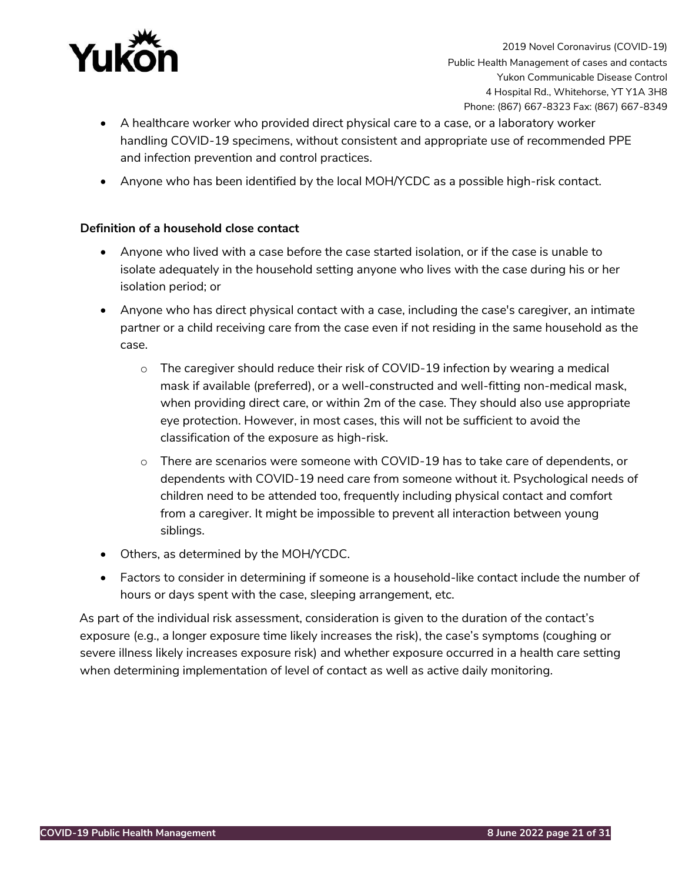- A healthcare worker who provided direct physical care to a case, or a laboratory worker handling COVID-19 specimens, without consistent and appropriate use of recommended PPE and infection prevention and control practices.
- Anyone who has been identified by the local MOH/YCDC as a possible high-risk contact.

**Definition of a household close contact**

- Anyone who lived with a case before the case started isolation, or if the case is unable to isolate adequately in the household setting anyone who lives with the case during his or her isolation period; or
- Anyone who has direct physical contact with a case, including the case's caregiver, an intimate partner or a child receiving care from the case even if not residing in the same household as the case.
    - The caregiver should reduce their risk of COVID-19 infection by wearing a medical mask if available (preferred), or a well-constructed and well-fitting non-medical mask, when providing direct care, or within 2m of the case. They should also use appropriate eye protection. However, in most cases, this will not be sufficient to avoid the classification of the exposure as high-risk.
    - There are scenarios were someone with COVID-19 has to take care of dependents, or dependents with COVID-19 need care from someone without it. Psychological needs of children need to be attended too, frequently including physical contact and comfort from a caregiver. It might be impossible to prevent all interaction between young siblings.
- Others, as determined by the MOH/YCDC.
- Factors to consider in determining if someone is a household-like contact include the number of hours or days spent with the case, sleeping arrangement, etc.

As part of the individual risk assessment, consideration is given to the duration of the contact's exposure (e.g., a longer exposure time likely increases the risk), the case's symptoms (coughing or severe illness likely increases exposure risk) and whether exposure occurred in a health care setting when determining implementation of level of contact as well as active daily monitoring.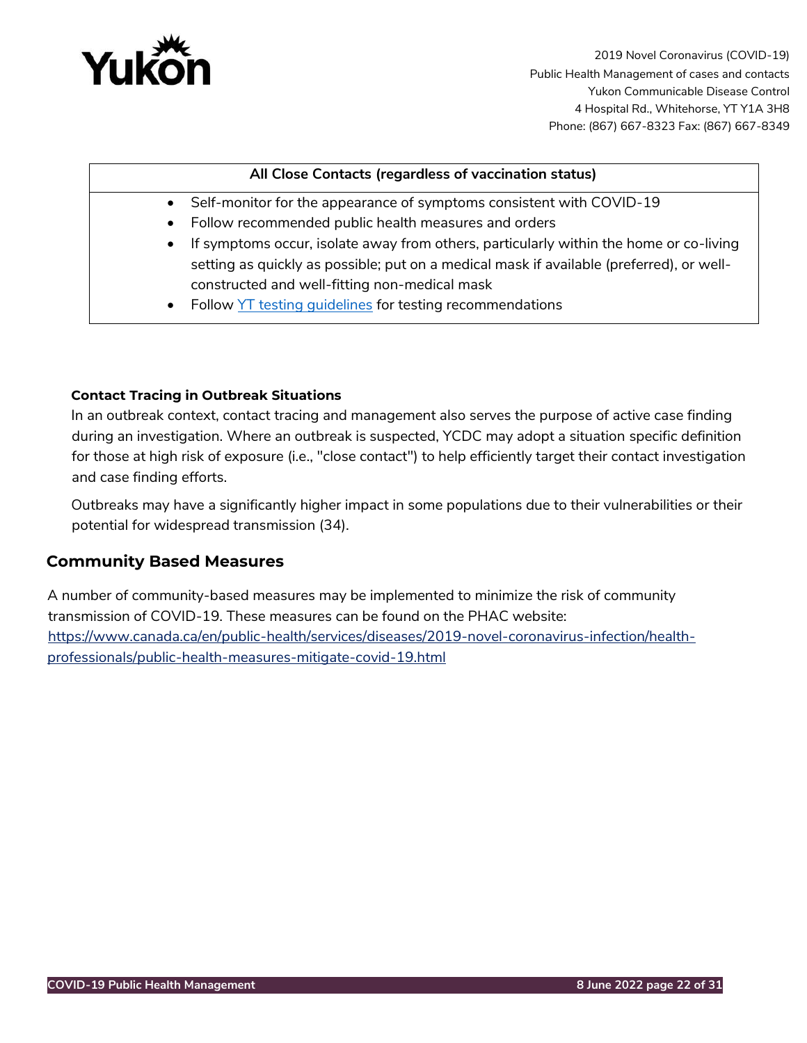| All Close Contacts (regardless of vaccination status) |
| --- |
| • Self-monitor for the appearance of symptoms consistent with COVID-19<br>• Follow recommended public health measures and orders<br>• If symptoms occur, isolate away from others, particularly within the home or co-living setting as quickly as possible; put on a medical mask if available (preferred), or well-constructed and well-fitting non-medical mask<br>• Follow [YT testing guidelines] for testing recommendations |

#### Contact Tracing in Outbreak Situations

In an outbreak context, contact tracing and management also serves the purpose of active case finding during an investigation. Where an outbreak is suspected, YCDC may adopt a situation specific definition for those at high risk of exposure (i.e., "close contact") to help efficiently target their contact investigation and case finding efforts.

Outbreaks may have a significantly higher impact in some populations due to their vulnerabilities or their potential for widespread transmission (34).

## Community Based Measures

A number of community-based measures may be implemented to minimize the risk of community transmission of COVID-19. These measures can be found on the PHAC website: https://www.canada.ca/en/public-health/services/diseases/2019-novel-coronavirus-infection/health-professionals/public-health-measures-mitigate-covid-19.html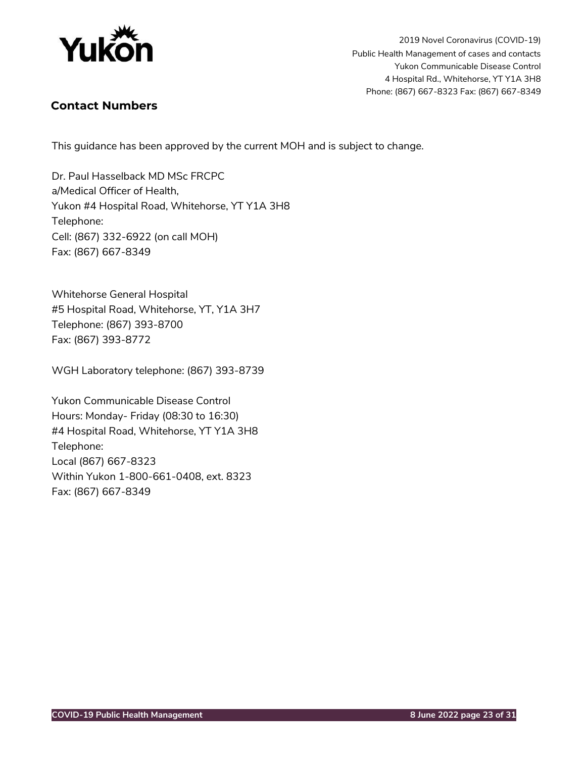## Contact Numbers

This guidance has been approved by the current MOH and is subject to change.

Dr. Paul Hasselback MD MSc FRCPC
a/Medical Officer of Health,
Yukon #4 Hospital Road, Whitehorse, YT Y1A 3H8
Telephone:
Cell: (867) 332-6922 (on call MOH)
Fax: (867) 667-8349

Whitehorse General Hospital
#5 Hospital Road, Whitehorse, YT, Y1A 3H7
Telephone: (867) 393-8700
Fax: (867) 393-8772

WGH Laboratory telephone: (867) 393-8739

Yukon Communicable Disease Control
Hours: Monday- Friday (08:30 to 16:30)
#4 Hospital Road, Whitehorse, YT Y1A 3H8
Telephone:
Local (867) 667-8323
Within Yukon 1-800-661-0408, ext. 8323
Fax: (867) 667-8349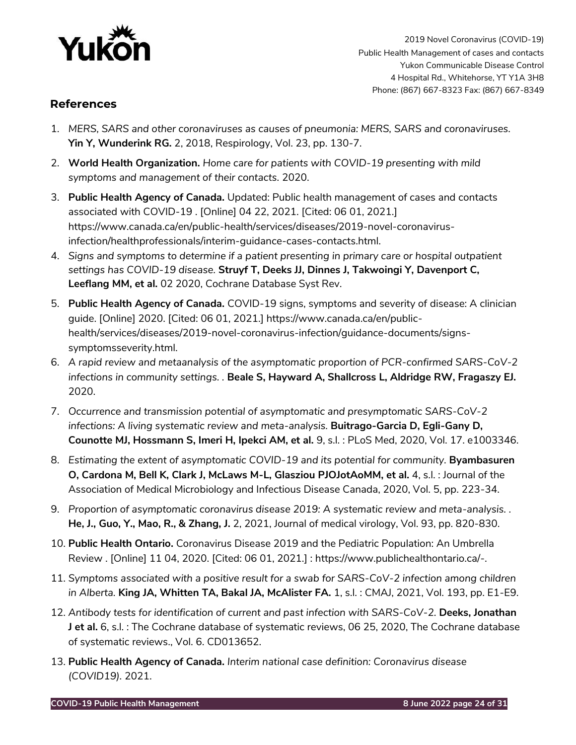## References

1. *MERS, SARS and other coronaviruses as causes of pneumonia: MERS, SARS and coronaviruses.* **Yin Y, Wunderink RG.** 2, 2018, Respirology, Vol. 23, pp. 130-7.
2. **World Health Organization.** *Home care for patients with COVID-19 presenting with mild symptoms and management of their contacts.* 2020.
3. **Public Health Agency of Canada.** Updated: Public health management of cases and contacts associated with COVID-19 . [Online] 04 22, 2021. [Cited: 06 01, 2021.] https://www.canada.ca/en/public-health/services/diseases/2019-novel-coronavirus-infection/healthprofessionals/interim-guidance-cases-contacts.html.
4. *Signs and symptoms to determine if a patient presenting in primary care or hospital outpatient settings has COVID-19 disease.* **Struyf T, Deeks JJ, Dinnes J, Takwoingi Y, Davenport C, Leeflang MM, et al.** 02 2020, Cochrane Database Syst Rev.
5. **Public Health Agency of Canada.** COVID-19 signs, symptoms and severity of disease: A clinician guide. [Online] 2020. [Cited: 06 01, 2021.] https://www.canada.ca/en/public-health/services/diseases/2019-novel-coronavirus-infection/guidance-documents/signs-symptomsseverity.html.
6. *A rapid review and metaanalysis of the asymptomatic proportion of PCR-confirmed SARS-CoV-2 infections in community settings.* . **Beale S, Hayward A, Shallcross L, Aldridge RW, Fragaszy EJ.** 2020.
7. *Occurrence and transmission potential of asymptomatic and presymptomatic SARS-CoV-2 infections: A living systematic review and meta-analysis.* **Buitrago-Garcia D, Egli-Gany D, Counotte MJ, Hossmann S, Imeri H, Ipekci AM, et al.** 9, s.l. : PLoS Med, 2020, Vol. 17. e1003346.
8. *Estimating the extent of asymptomatic COVID-19 and its potential for community.* **Byambasuren O, Cardona M, Bell K, Clark J, McLaws M-L, Glasziou PJOJotAoMM, et al.** 4, s.l. : Journal of the Association of Medical Microbiology and Infectious Disease Canada, 2020, Vol. 5, pp. 223-34.
9. *Proportion of asymptomatic coronavirus disease 2019: A systematic review and meta-analysis.* . **He, J., Guo, Y., Mao, R., & Zhang, J.** 2, 2021, Journal of medical virology, Vol. 93, pp. 820-830.
10. **Public Health Ontario.** Coronavirus Disease 2019 and the Pediatric Population: An Umbrella Review . [Online] 11 04, 2020. [Cited: 06 01, 2021.] : https://www.publichealthontario.ca/-.
11. *Symptoms associated with a positive result for a swab for SARS-CoV-2 infection among children in Alberta.* **King JA, Whitten TA, Bakal JA, McAlister FA.** 1, s.l. : CMAJ, 2021, Vol. 193, pp. E1-E9.
12. *Antibody tests for identification of current and past infection with SARS-CoV-2.* **Deeks, Jonathan J et al.** 6, s.l. : The Cochrane database of systematic reviews, 06 25, 2020, The Cochrane database of systematic reviews., Vol. 6. CD013652.
13. **Public Health Agency of Canada.** *Interim national case definition: Coronavirus disease (COVID19).* 2021.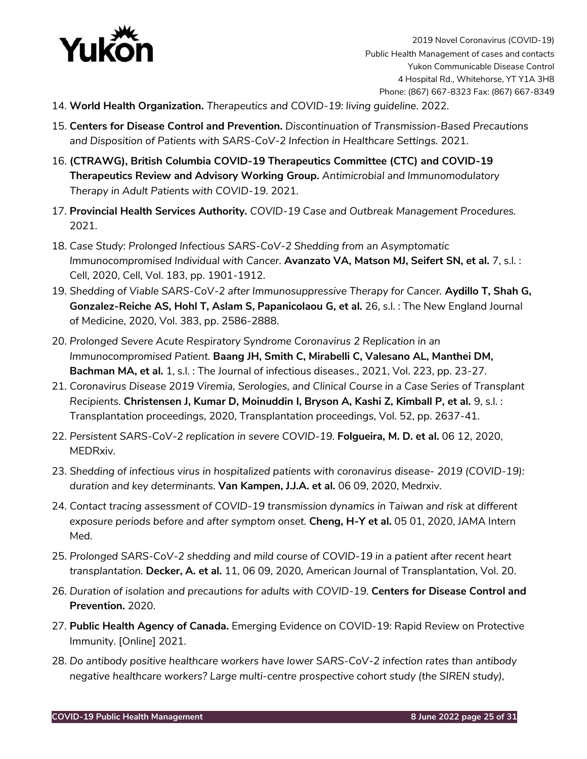14. **World Health Organization.** *Therapeutics and COVID-19: living guideline*. 2022.
15. **Centers for Disease Control and Prevention.** *Discontinuation of Transmission-Based Precautions and Disposition of Patients with SARS-CoV-2 Infection in Healthcare Settings.* 2021.
16. **(CTRAWG), British Columbia COVID-19 Therapeutics Committee (CTC) and COVID-19 Therapeutics Review and Advisory Working Group.** *Antimicrobial and Immunomodulatory Therapy in Adult Patients with COVID-19.* 2021.
17. **Provincial Health Services Authority.** *COVID-19 Case and Outbreak Management Procedures.* 2021.
18. *Case Study: Prolonged Infectious SARS-CoV-2 Shedding from an Asymptomatic Immunocompromised Individual with Cancer.* **Avanzato VA, Matson MJ, Seifert SN, et al.** 7, s.l. : Cell, 2020, Cell, Vol. 183, pp. 1901-1912.
19. *Shedding of Viable SARS-CoV-2 after Immunosuppressive Therapy for Cancer.* **Aydillo T, Shah G, Gonzalez-Reiche AS, Hohl T, Aslam S, Papanicolaou G, et al.** 26, s.l. : The New England Journal of Medicine, 2020, Vol. 383, pp. 2586-2888.
20. *Prolonged Severe Acute Respiratory Syndrome Coronavirus 2 Replication in an Immunocompromised Patient.* **Baang JH, Smith C, Mirabelli C, Valesano AL, Manthei DM, Bachman MA, et al.** 1, s.l. : The Journal of infectious diseases., 2021, Vol. 223, pp. 23-27.
21. *Coronavirus Disease 2019 Viremia, Serologies, and Clinical Course in a Case Series of Transplant Recipients.* **Christensen J, Kumar D, Moinuddin I, Bryson A, Kashi Z, Kimball P, et al.** 9, s.l. : Transplantation proceedings, 2020, Transplantation proceedings, Vol. 52, pp. 2637-41.
22. *Persistent SARS-CoV-2 replication in severe COVID-19.* **Folgueira, M. D. et al.** 06 12, 2020, MEDRxiv.
23. *Shedding of infectious virus in hospitalized patients with coronavirus disease- 2019 (COVID-19): duration and key determinants.* **Van Kampen, J.J.A. et al.** 06 09, 2020, Medrxiv.
24. *Contact tracing assessment of COVID-19 transmission dynamics in Taiwan and risk at different exposure periods before and after symptom onset.* **Cheng, H-Y et al.** 05 01, 2020, JAMA Intern Med.
25. *Prolonged SARS-CoV-2 shedding and mild course of COVID-19 in a patient after recent heart transplantation.* **Decker, A. et al.** 11, 06 09, 2020, American Journal of Transplantation, Vol. 20.
26. *Duration of isolation and precautions for adults with COVID-19.* **Centers for Disease Control and Prevention.** 2020.
27. **Public Health Agency of Canada.** Emerging Evidence on COVID-19: Rapid Review on Protective Immunity. [Online] 2021.
28. *Do antibody positive healthcare workers have lower SARS-CoV-2 infection rates than antibody negative healthcare workers? Large multi-centre prospective cohort study (the SIREN study),*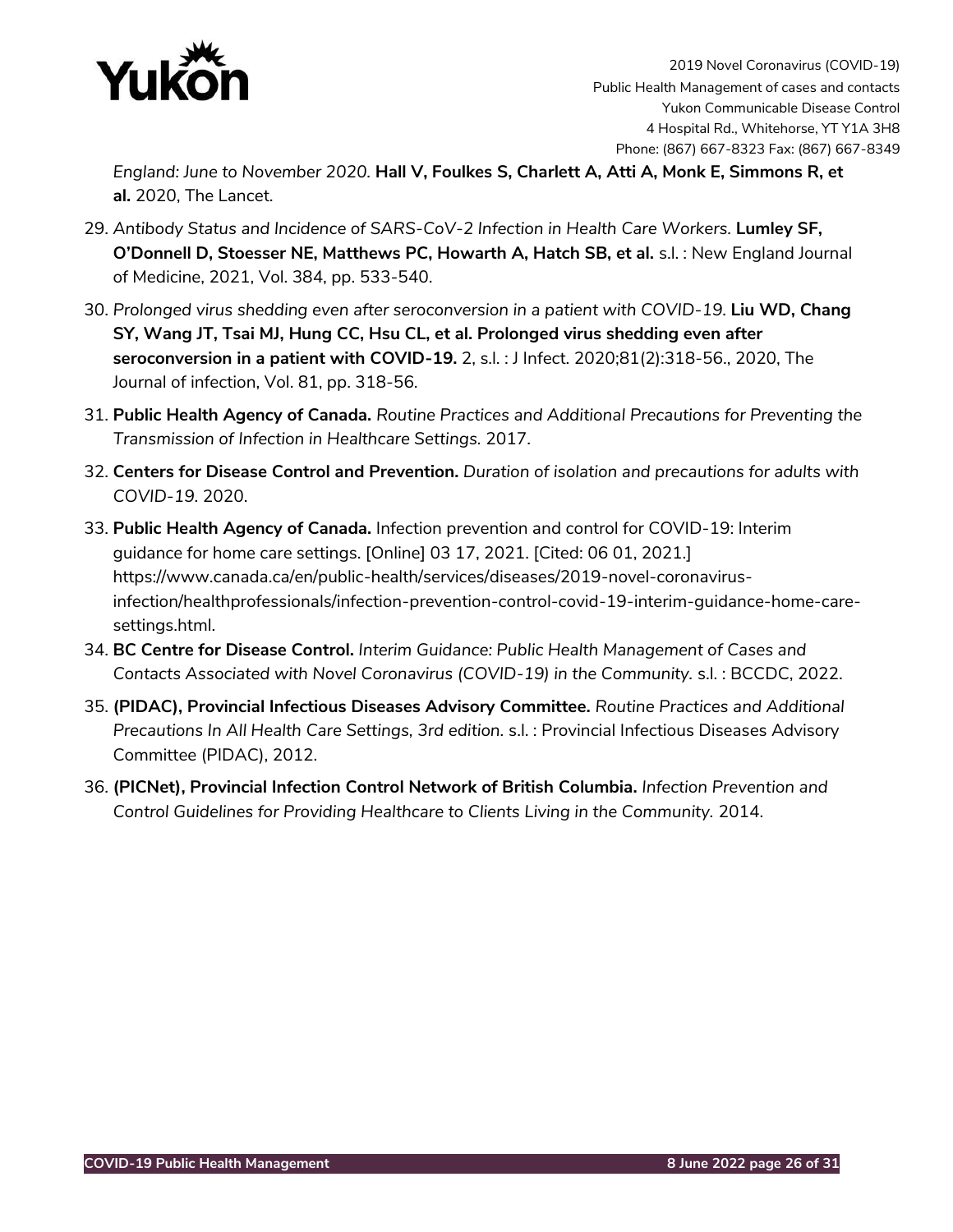*England: June to November 2020.* **Hall V, Foulkes S, Charlett A, Atti A, Monk E, Simmons R, et al.** 2020, The Lancet.

29. *Antibody Status and Incidence of SARS-CoV-2 Infection in Health Care Workers.* **Lumley SF, O'Donnell D, Stoesser NE, Matthews PC, Howarth A, Hatch SB, et al.** s.l. : New England Journal of Medicine, 2021, Vol. 384, pp. 533-540.
30. *Prolonged virus shedding even after seroconversion in a patient with COVID-19.* **Liu WD, Chang SY, Wang JT, Tsai MJ, Hung CC, Hsu CL, et al. Prolonged virus shedding even after seroconversion in a patient with COVID-19.** 2, s.l. : J Infect. 2020;81(2):318-56., 2020, The Journal of infection, Vol. 81, pp. 318-56.
31. **Public Health Agency of Canada.** *Routine Practices and Additional Precautions for Preventing the Transmission of Infection in Healthcare Settings.* 2017.
32. **Centers for Disease Control and Prevention.** *Duration of isolation and precautions for adults with COVID-19.* 2020.
33. **Public Health Agency of Canada.** Infection prevention and control for COVID-19: Interim guidance for home care settings. [Online] 03 17, 2021. [Cited: 06 01, 2021.] https://www.canada.ca/en/public-health/services/diseases/2019-novel-coronavirus-infection/healthprofessionals/infection-prevention-control-covid-19-interim-guidance-home-care-settings.html.
34. **BC Centre for Disease Control.** *Interim Guidance: Public Health Management of Cases and Contacts Associated with Novel Coronavirus (COVID-19) in the Community.* s.l. : BCCDC, 2022.
35. **(PIDAC), Provincial Infectious Diseases Advisory Committee.** *Routine Practices and Additional Precautions In All Health Care Settings, 3rd edition.* s.l. : Provincial Infectious Diseases Advisory Committee (PIDAC), 2012.
36. **(PICNet), Provincial Infection Control Network of British Columbia.** *Infection Prevention and Control Guidelines for Providing Healthcare to Clients Living in the Community.* 2014.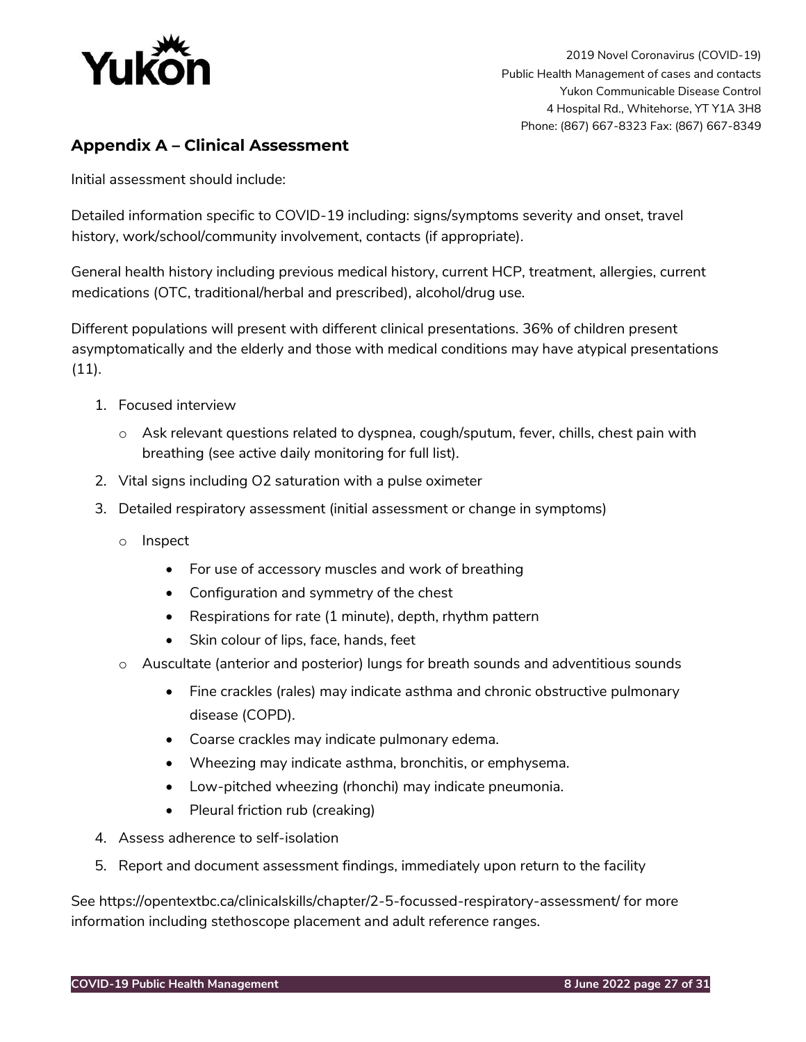## Appendix A – Clinical Assessment

Initial assessment should include:

Detailed information specific to COVID-19 including: signs/symptoms severity and onset, travel history, work/school/community involvement, contacts (if appropriate).

General health history including previous medical history, current HCP, treatment, allergies, current medications (OTC, traditional/herbal and prescribed), alcohol/drug use.

Different populations will present with different clinical presentations. 36% of children present asymptomatically and the elderly and those with medical conditions may have atypical presentations (11).

1. Focused interview
   - Ask relevant questions related to dyspnea, cough/sputum, fever, chills, chest pain with breathing (see active daily monitoring for full list).
2. Vital signs including O2 saturation with a pulse oximeter
3. Detailed respiratory assessment (initial assessment or change in symptoms)
   - Inspect
     - For use of accessory muscles and work of breathing
     - Configuration and symmetry of the chest
     - Respirations for rate (1 minute), depth, rhythm pattern
     - Skin colour of lips, face, hands, feet
   - Auscultate (anterior and posterior) lungs for breath sounds and adventitious sounds
     - Fine crackles (rales) may indicate asthma and chronic obstructive pulmonary disease (COPD).
     - Coarse crackles may indicate pulmonary edema.
     - Wheezing may indicate asthma, bronchitis, or emphysema.
     - Low-pitched wheezing (rhonchi) may indicate pneumonia.
     - Pleural friction rub (creaking)
4. Assess adherence to self-isolation
5. Report and document assessment findings, immediately upon return to the facility

See https://opentextbc.ca/clinicalskills/chapter/2-5-focussed-respiratory-assessment/ for more information including stethoscope placement and adult reference ranges.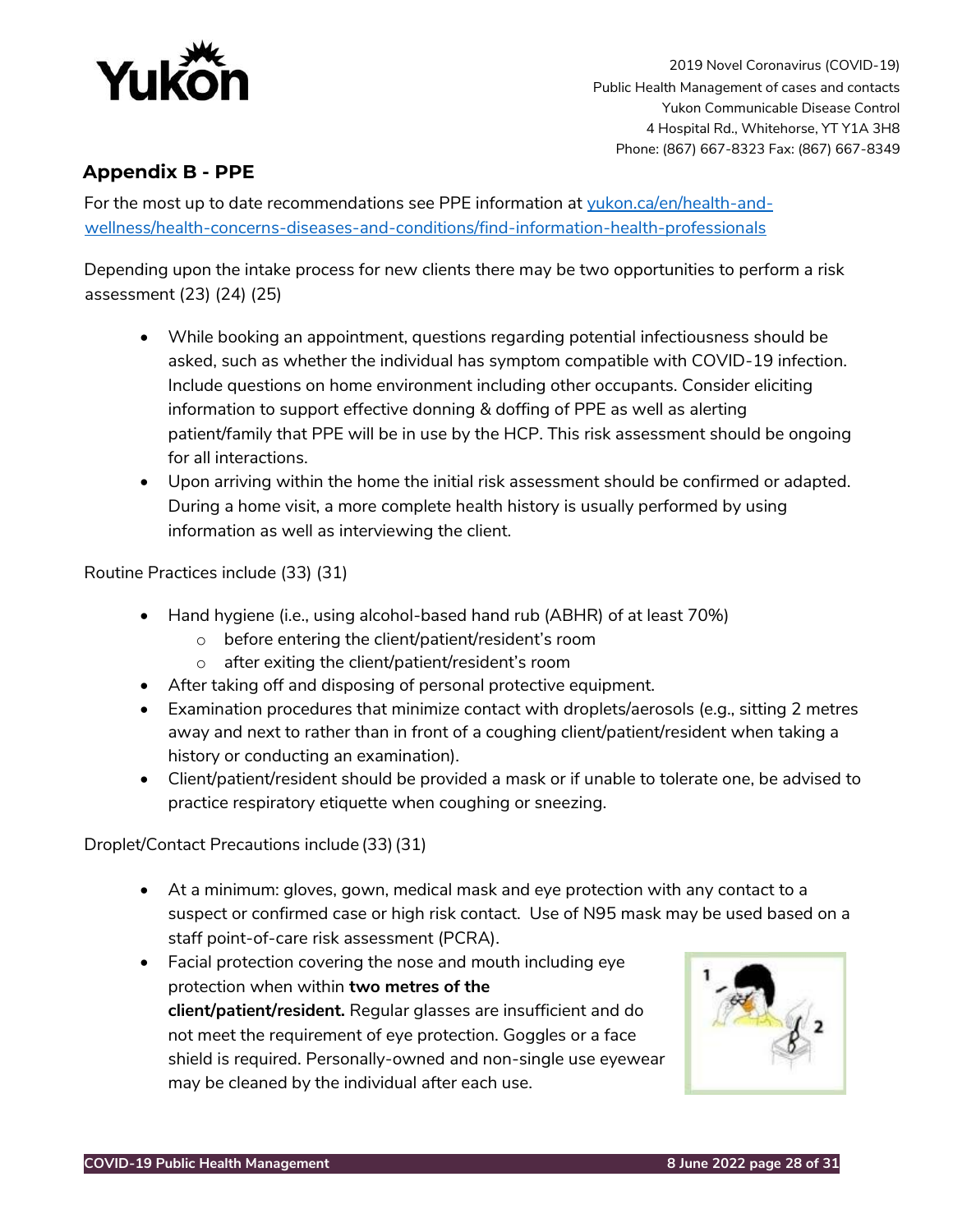## Appendix B - PPE

For the most up to date recommendations see PPE information at [yukon.ca/en/health-and-wellness/health-concerns-diseases-and-conditions/find-information-health-professionals](yukon.ca/en/health-and-wellness/health-concerns-diseases-and-conditions/find-information-health-professionals)

Depending upon the intake process for new clients there may be two opportunities to perform a risk assessment (23) (24) (25)

- While booking an appointment, questions regarding potential infectiousness should be asked, such as whether the individual has symptom compatible with COVID-19 infection. Include questions on home environment including other occupants. Consider eliciting information to support effective donning & doffing of PPE as well as alerting patient/family that PPE will be in use by the HCP. This risk assessment should be ongoing for all interactions.
- Upon arriving within the home the initial risk assessment should be confirmed or adapted. During a home visit, a more complete health history is usually performed by using information as well as interviewing the client.

Routine Practices include (33) (31)

- Hand hygiene (i.e., using alcohol-based hand rub (ABHR) of at least 70%)
  - before entering the client/patient/resident's room
  - after exiting the client/patient/resident's room
- After taking off and disposing of personal protective equipment.
- Examination procedures that minimize contact with droplets/aerosols (e.g., sitting 2 metres away and next to rather than in front of a coughing client/patient/resident when taking a history or conducting an examination).
- Client/patient/resident should be provided a mask or if unable to tolerate one, be advised to practice respiratory etiquette when coughing or sneezing.

Droplet/Contact Precautions include (33) (31)

- At a minimum: gloves, gown, medical mask and eye protection with any contact to a suspect or confirmed case or high risk contact. Use of N95 mask may be used based on a staff point-of-care risk assessment (PCRA).
- Facial protection covering the nose and mouth including eye protection when within **two metres of the client/patient/resident.** Regular glasses are insufficient and do not meet the requirement of eye protection. Goggles or a face shield is required. Personally-owned and non-single use eyewear may be cleaned by the individual after each use.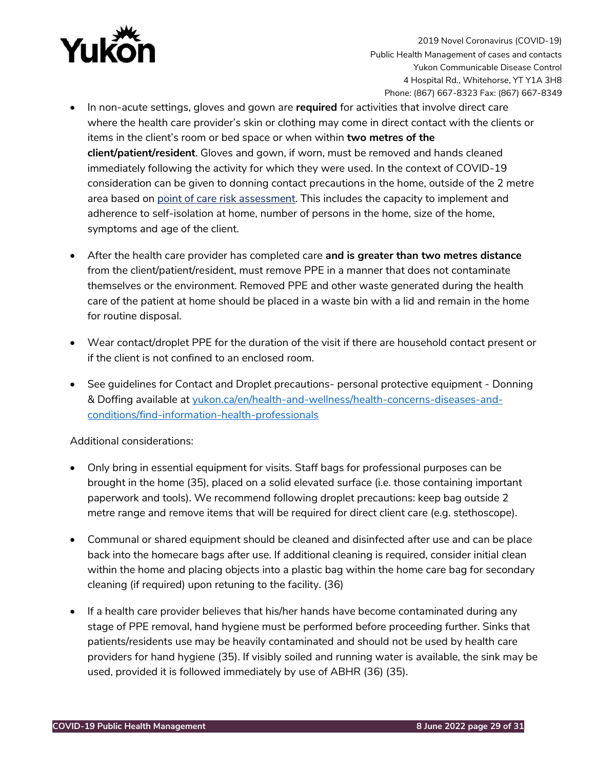- In non-acute settings, gloves and gown are **required** for activities that involve direct care where the health care provider's skin or clothing may come in direct contact with the clients or items in the client's room or bed space or when within **two metres of the client/patient/resident**. Gloves and gown, if worn, must be removed and hands cleaned immediately following the activity for which they were used. In the context of COVID-19 consideration can be given to donning contact precautions in the home, outside of the 2 metre area based on [point of care risk assessment](). This includes the capacity to implement and adherence to self-isolation at home, number of persons in the home, size of the home, symptoms and age of the client.

- After the health care provider has completed care **and is greater than two metres distance** from the client/patient/resident, must remove PPE in a manner that does not contaminate themselves or the environment. Removed PPE and other waste generated during the health care of the patient at home should be placed in a waste bin with a lid and remain in the home for routine disposal.

- Wear contact/droplet PPE for the duration of the visit if there are household contact present or if the client is not confined to an enclosed room.

- See guidelines for Contact and Droplet precautions- personal protective equipment - Donning & Doffing available at [yukon.ca/en/health-and-wellness/health-concerns-diseases-and-conditions/find-information-health-professionals]()

Additional considerations:

- Only bring in essential equipment for visits. Staff bags for professional purposes can be brought in the home (35), placed on a solid elevated surface (i.e. those containing important paperwork and tools). We recommend following droplet precautions: keep bag outside 2 metre range and remove items that will be required for direct client care (e.g. stethoscope).

- Communal or shared equipment should be cleaned and disinfected after use and can be place back into the homecare bags after use. If additional cleaning is required, consider initial clean within the home and placing objects into a plastic bag within the home care bag for secondary cleaning (if required) upon retuning to the facility. (36)

- If a health care provider believes that his/her hands have become contaminated during any stage of PPE removal, hand hygiene must be performed before proceeding further. Sinks that patients/residents use may be heavily contaminated and should not be used by health care providers for hand hygiene (35). If visibly soiled and running water is available, the sink may be used, provided it is followed immediately by use of ABHR (36) (35).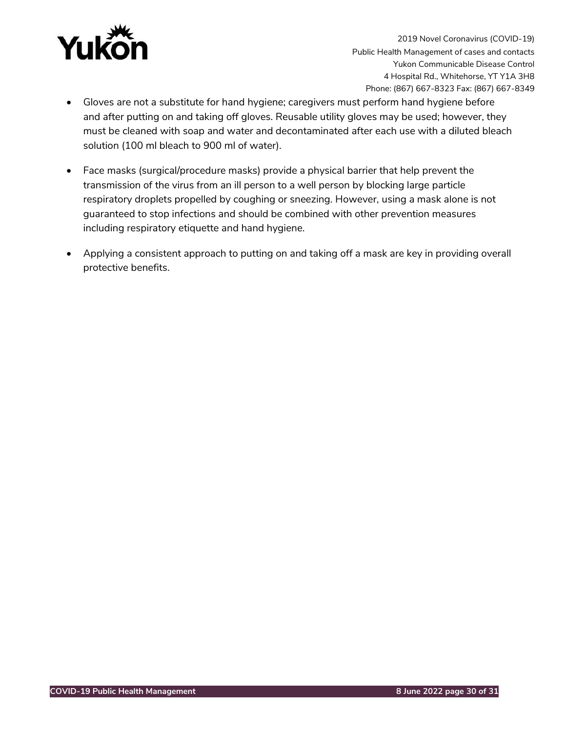- Gloves are not a substitute for hand hygiene; caregivers must perform hand hygiene before and after putting on and taking off gloves. Reusable utility gloves may be used; however, they must be cleaned with soap and water and decontaminated after each use with a diluted bleach solution (100 ml bleach to 900 ml of water).

- Face masks (surgical/procedure masks) provide a physical barrier that help prevent the transmission of the virus from an ill person to a well person by blocking large particle respiratory droplets propelled by coughing or sneezing. However, using a mask alone is not guaranteed to stop infections and should be combined with other prevention measures including respiratory etiquette and hand hygiene.

- Applying a consistent approach to putting on and taking off a mask are key in providing overall protective benefits.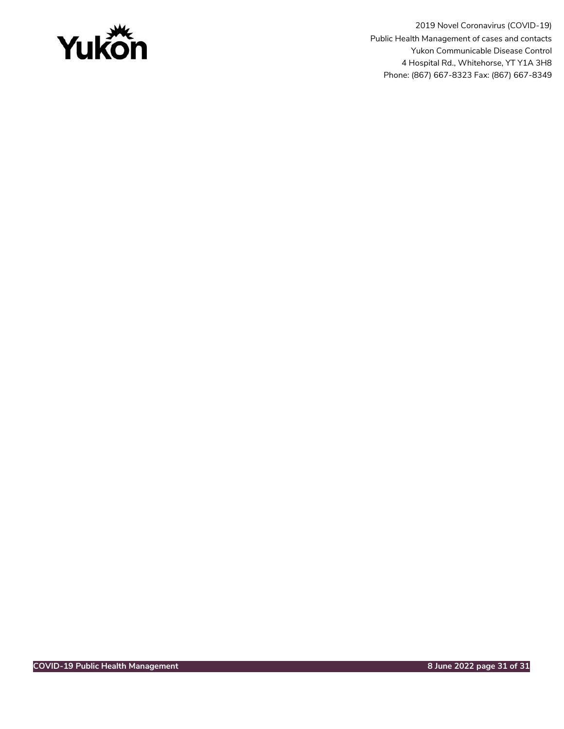2019 Novel Coronavirus (COVID-19)

Public Health Management of cases and contacts

Yukon Communicable Disease Control

4 Hospital Rd., Whitehorse, YT Y1A 3H8

Phone: (867) 667-8323 Fax: (867) 667-8349